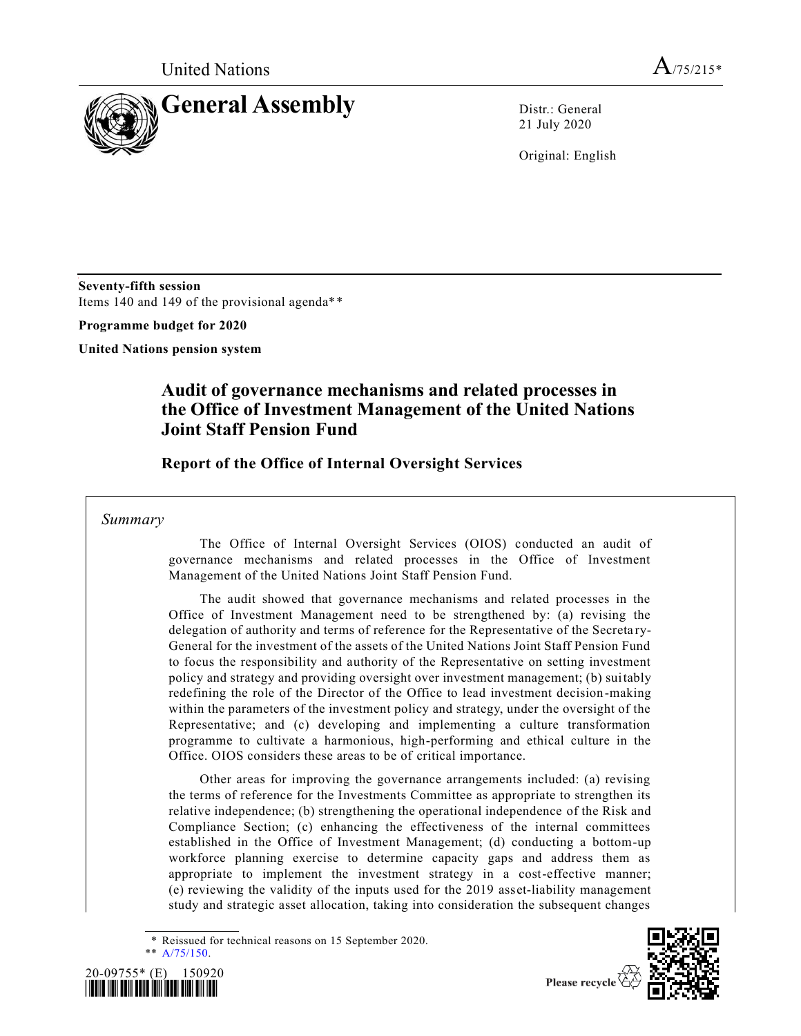United Nations

A/75/215*

# General Assembly

Distr.: General
21 July 2020

Original: English

**Seventy-fifth session**
Items 140 and 149 of the provisional agenda**

**Programme budget for 2020**

**United Nations pension system**

## Audit of governance mechanisms and related processes in the Office of Investment Management of the United Nations Joint Staff Pension Fund

### Report of the Office of Internal Oversight Services

*Summary*

The Office of Internal Oversight Services (OIOS) conducted an audit of governance mechanisms and related processes in the Office of Investment Management of the United Nations Joint Staff Pension Fund.

The audit showed that governance mechanisms and related processes in the Office of Investment Management need to be strengthened by: (a) revising the delegation of authority and terms of reference for the Representative of the Secretary-General for the investment of the assets of the United Nations Joint Staff Pension Fund to focus the responsibility and authority of the Representative on setting investment policy and strategy and providing oversight over investment management; (b) suitably redefining the role of the Director of the Office to lead investment decision-making within the parameters of the investment policy and strategy, under the oversight of the Representative; and (c) developing and implementing a culture transformation programme to cultivate a harmonious, high-performing and ethical culture in the Office. OIOS considers these areas to be of critical importance.

Other areas for improving the governance arrangements included: (a) revising the terms of reference for the Investments Committee as appropriate to strengthen its relative independence; (b) strengthening the operational independence of the Risk and Compliance Section; (c) enhancing the effectiveness of the internal committees established in the Office of Investment Management; (d) conducting a bottom-up workforce planning exercise to determine capacity gaps and address them as appropriate to implement the investment strategy in a cost-effective manner; (e) reviewing the validity of the inputs used for the 2019 asset-liability management study and strategic asset allocation, taking into consideration the subsequent changes

\* Reissued for technical reasons on 15 September 2020.
\*\* A/75/150.

20-09755* (E) 150920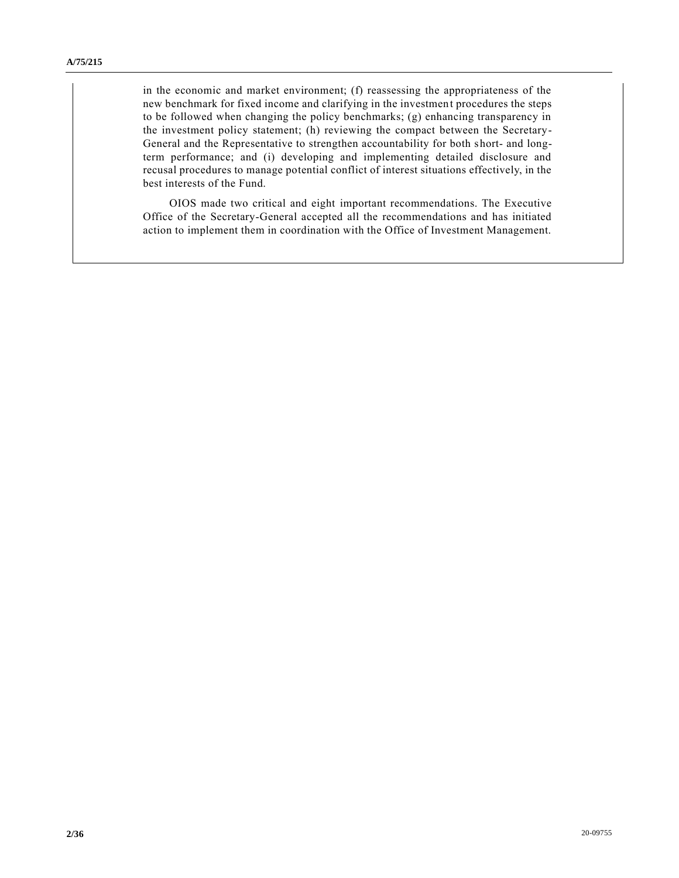in the economic and market environment; (f) reassessing the appropriateness of the new benchmark for fixed income and clarifying in the investment procedures the steps to be followed when changing the policy benchmarks; (g) enhancing transparency in the investment policy statement; (h) reviewing the compact between the Secretary-General and the Representative to strengthen accountability for both short- and long-term performance; and (i) developing and implementing detailed disclosure and recusal procedures to manage potential conflict of interest situations effectively, in the best interests of the Fund.

OIOS made two critical and eight important recommendations. The Executive Office of the Secretary-General accepted all the recommendations and has initiated action to implement them in coordination with the Office of Investment Management.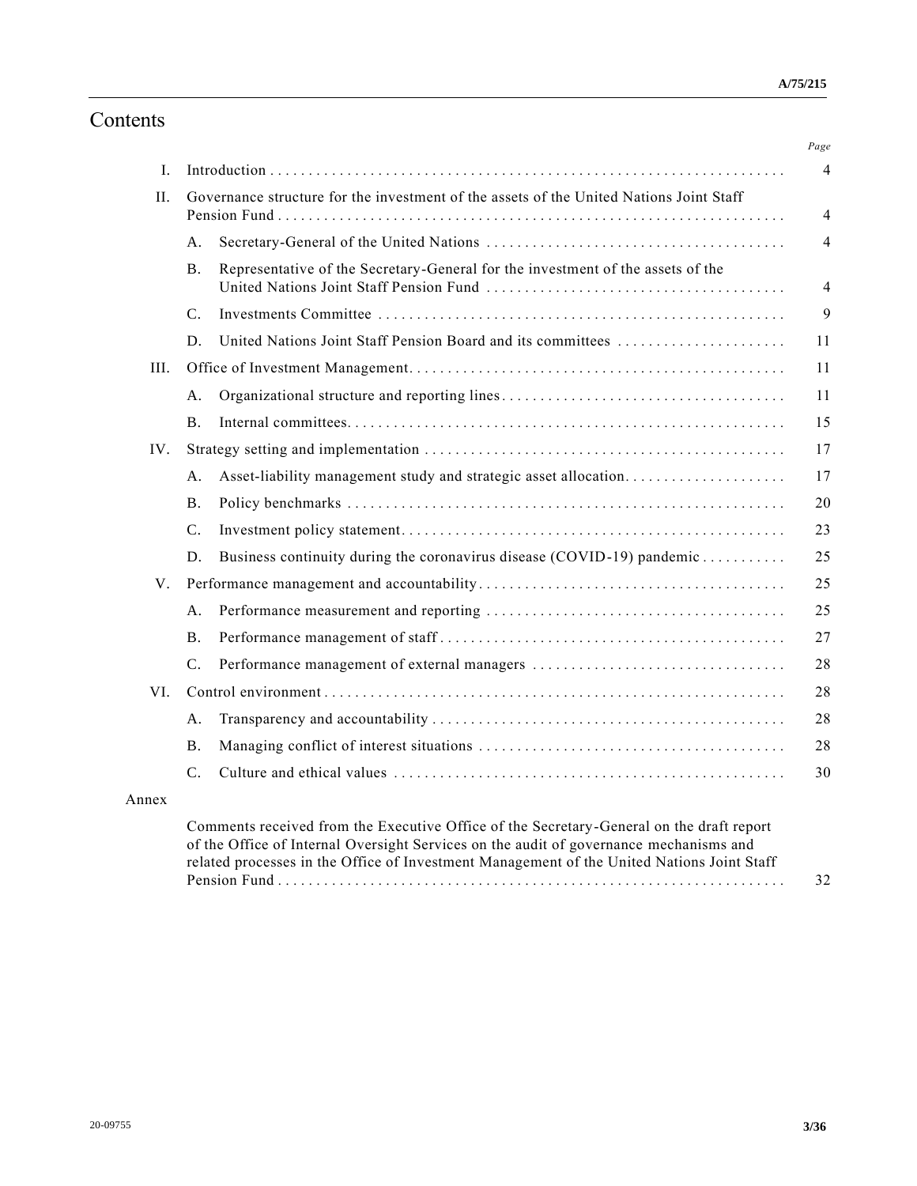# Contents

| | | Page |
|---|---|---|
| I. | Introduction | 4 |
| II. | Governance structure for the investment of the assets of the United Nations Joint Staff Pension Fund | 4 |
| | A. Secretary-General of the United Nations | 4 |
| | B. Representative of the Secretary-General for the investment of the assets of the United Nations Joint Staff Pension Fund | 4 |
| | C. Investments Committee | 9 |
| | D. United Nations Joint Staff Pension Board and its committees | 11 |
| III. | Office of Investment Management | 11 |
| | A. Organizational structure and reporting lines | 11 |
| | B. Internal committees | 15 |
| IV. | Strategy setting and implementation | 17 |
| | A. Asset-liability management study and strategic asset allocation | 17 |
| | B. Policy benchmarks | 20 |
| | C. Investment policy statement | 23 |
| | D. Business continuity during the coronavirus disease (COVID-19) pandemic | 25 |
| V. | Performance management and accountability | 25 |
| | A. Performance measurement and reporting | 25 |
| | B. Performance management of staff | 27 |
| | C. Performance management of external managers | 28 |
| VI. | Control environment | 28 |
| | A. Transparency and accountability | 28 |
| | B. Managing conflict of interest situations | 28 |
| | C. Culture and ethical values | 30 |
| Annex | | |
| | Comments received from the Executive Office of the Secretary-General on the draft report of the Office of Internal Oversight Services on the audit of governance mechanisms and related processes in the Office of Investment Management of the United Nations Joint Staff Pension Fund | 32 |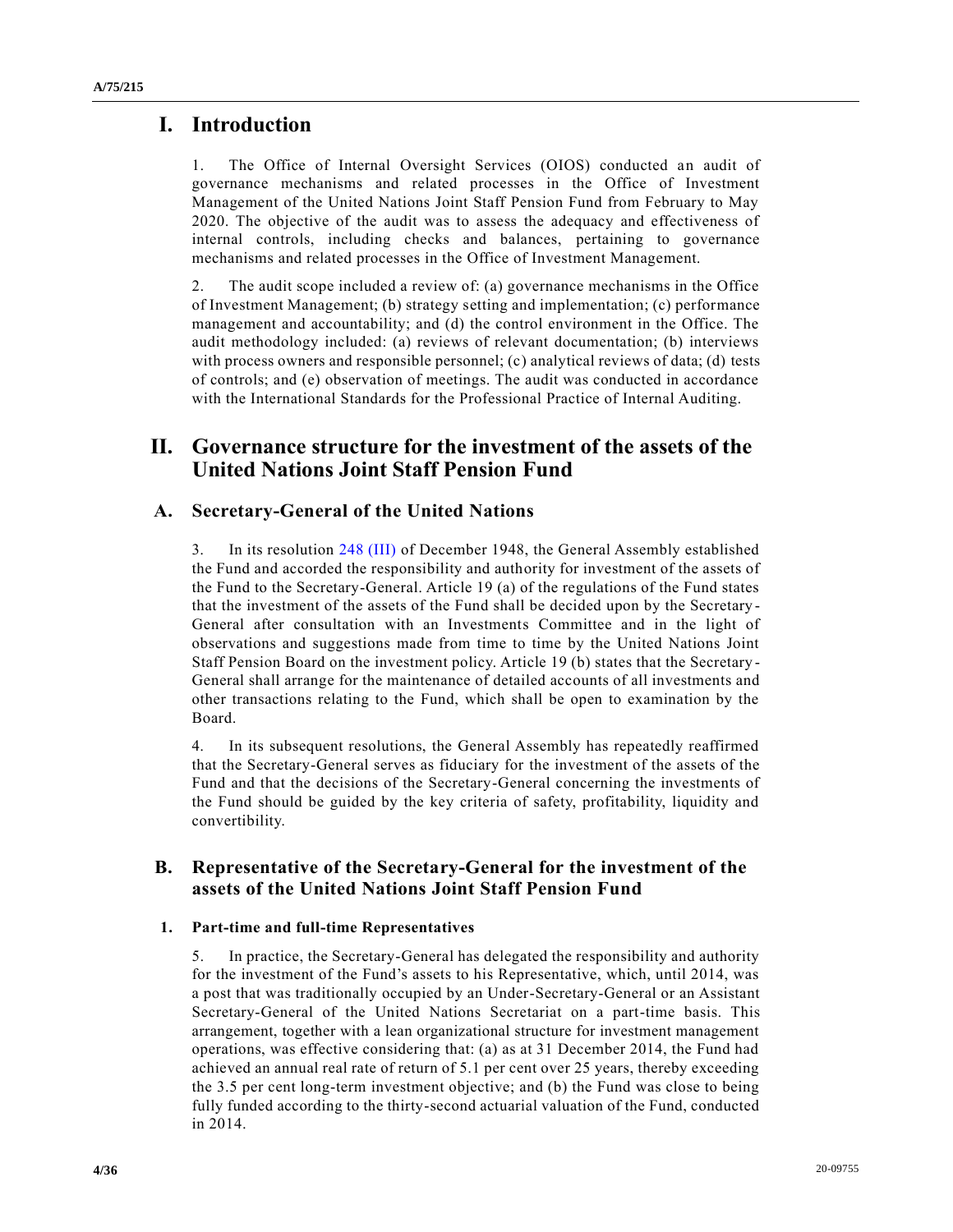# I. Introduction

1. The Office of Internal Oversight Services (OIOS) conducted an audit of governance mechanisms and related processes in the Office of Investment Management of the United Nations Joint Staff Pension Fund from February to May 2020. The objective of the audit was to assess the adequacy and effectiveness of internal controls, including checks and balances, pertaining to governance mechanisms and related processes in the Office of Investment Management.

2. The audit scope included a review of: (a) governance mechanisms in the Office of Investment Management; (b) strategy setting and implementation; (c) performance management and accountability; and (d) the control environment in the Office. The audit methodology included: (a) reviews of relevant documentation; (b) interviews with process owners and responsible personnel; (c) analytical reviews of data; (d) tests of controls; and (e) observation of meetings. The audit was conducted in accordance with the International Standards for the Professional Practice of Internal Auditing.

# II. Governance structure for the investment of the assets of the United Nations Joint Staff Pension Fund

## A. Secretary-General of the United Nations

3. In its resolution 248 (III) of December 1948, the General Assembly established the Fund and accorded the responsibility and authority for investment of the assets of the Fund to the Secretary-General. Article 19 (a) of the regulations of the Fund states that the investment of the assets of the Fund shall be decided upon by the Secretary-General after consultation with an Investments Committee and in the light of observations and suggestions made from time to time by the United Nations Joint Staff Pension Board on the investment policy. Article 19 (b) states that the Secretary-General shall arrange for the maintenance of detailed accounts of all investments and other transactions relating to the Fund, which shall be open to examination by the Board.

4. In its subsequent resolutions, the General Assembly has repeatedly reaffirmed that the Secretary-General serves as fiduciary for the investment of the assets of the Fund and that the decisions of the Secretary-General concerning the investments of the Fund should be guided by the key criteria of safety, profitability, liquidity and convertibility.

## B. Representative of the Secretary-General for the investment of the assets of the United Nations Joint Staff Pension Fund

### 1. Part-time and full-time Representatives

5. In practice, the Secretary-General has delegated the responsibility and authority for the investment of the Fund's assets to his Representative, which, until 2014, was a post that was traditionally occupied by an Under-Secretary-General or an Assistant Secretary-General of the United Nations Secretariat on a part-time basis. This arrangement, together with a lean organizational structure for investment management operations, was effective considering that: (a) as at 31 December 2014, the Fund had achieved an annual real rate of return of 5.1 per cent over 25 years, thereby exceeding the 3.5 per cent long-term investment objective; and (b) the Fund was close to being fully funded according to the thirty-second actuarial valuation of the Fund, conducted in 2014.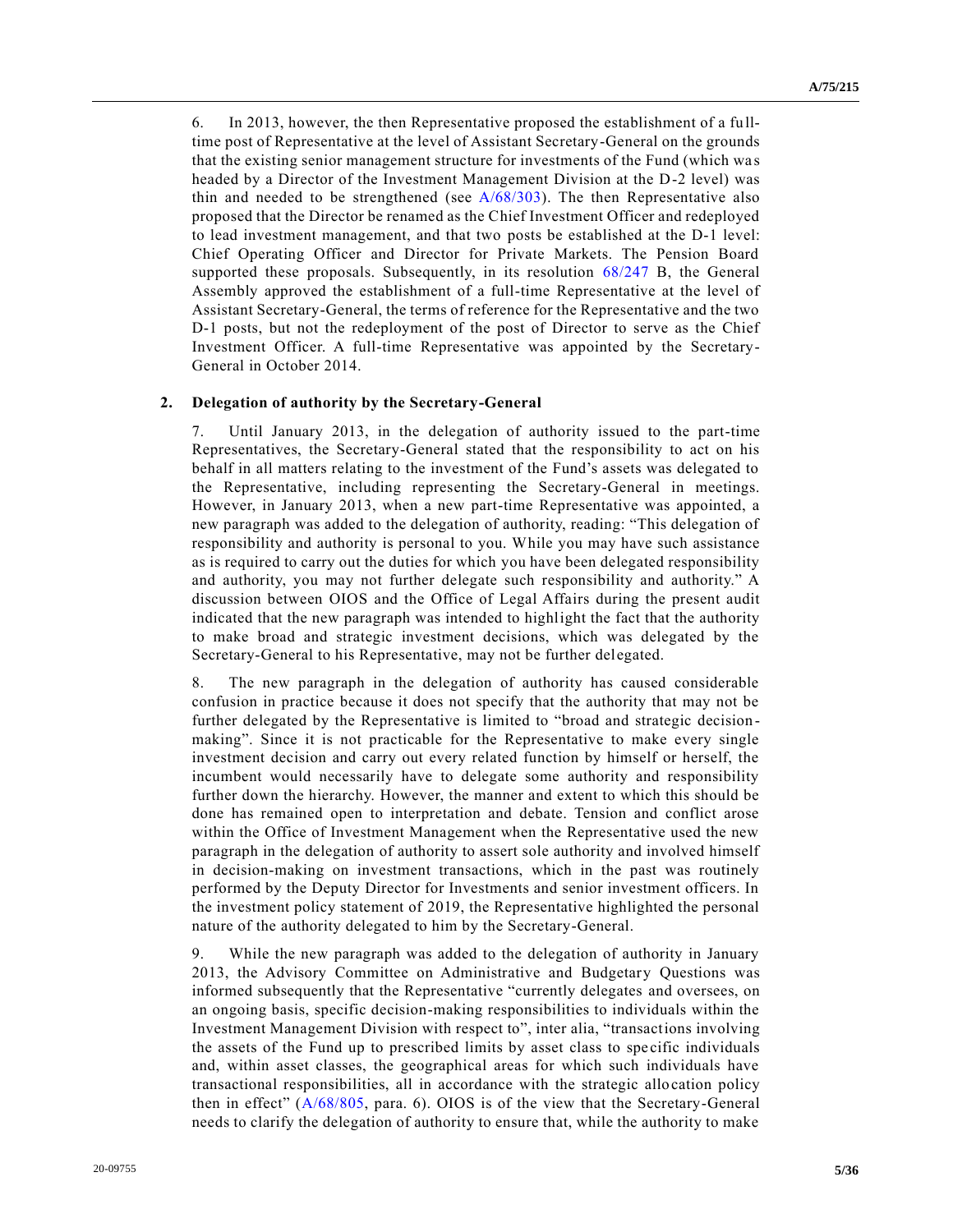6. In 2013, however, the then Representative proposed the establishment of a full-time post of Representative at the level of Assistant Secretary-General on the grounds that the existing senior management structure for investments of the Fund (which was headed by a Director of the Investment Management Division at the D-2 level) was thin and needed to be strengthened (see A/68/303). The then Representative also proposed that the Director be renamed as the Chief Investment Officer and redeployed to lead investment management, and that two posts be established at the D-1 level: Chief Operating Officer and Director for Private Markets. The Pension Board supported these proposals. Subsequently, in its resolution 68/247 B, the General Assembly approved the establishment of a full-time Representative at the level of Assistant Secretary-General, the terms of reference for the Representative and the two D-1 posts, but not the redeployment of the post of Director to serve as the Chief Investment Officer. A full-time Representative was appointed by the Secretary-General in October 2014.

### 2. Delegation of authority by the Secretary-General

7. Until January 2013, in the delegation of authority issued to the part-time Representatives, the Secretary-General stated that the responsibility to act on his behalf in all matters relating to the investment of the Fund's assets was delegated to the Representative, including representing the Secretary-General in meetings. However, in January 2013, when a new part-time Representative was appointed, a new paragraph was added to the delegation of authority, reading: "This delegation of responsibility and authority is personal to you. While you may have such assistance as is required to carry out the duties for which you have been delegated responsibility and authority, you may not further delegate such responsibility and authority." A discussion between OIOS and the Office of Legal Affairs during the present audit indicated that the new paragraph was intended to highlight the fact that the authority to make broad and strategic investment decisions, which was delegated by the Secretary-General to his Representative, may not be further delegated.

8. The new paragraph in the delegation of authority has caused considerable confusion in practice because it does not specify that the authority that may not be further delegated by the Representative is limited to "broad and strategic decision-making". Since it is not practicable for the Representative to make every single investment decision and carry out every related function by himself or herself, the incumbent would necessarily have to delegate some authority and responsibility further down the hierarchy. However, the manner and extent to which this should be done has remained open to interpretation and debate. Tension and conflict arose within the Office of Investment Management when the Representative used the new paragraph in the delegation of authority to assert sole authority and involved himself in decision-making on investment transactions, which in the past was routinely performed by the Deputy Director for Investments and senior investment officers. In the investment policy statement of 2019, the Representative highlighted the personal nature of the authority delegated to him by the Secretary-General.

9. While the new paragraph was added to the delegation of authority in January 2013, the Advisory Committee on Administrative and Budgetary Questions was informed subsequently that the Representative "currently delegates and oversees, on an ongoing basis, specific decision-making responsibilities to individuals within the Investment Management Division with respect to", inter alia, "transactions involving the assets of the Fund up to prescribed limits by asset class to specific individuals and, within asset classes, the geographical areas for which such individuals have transactional responsibilities, all in accordance with the strategic allocation policy then in effect" (A/68/805, para. 6). OIOS is of the view that the Secretary-General needs to clarify the delegation of authority to ensure that, while the authority to make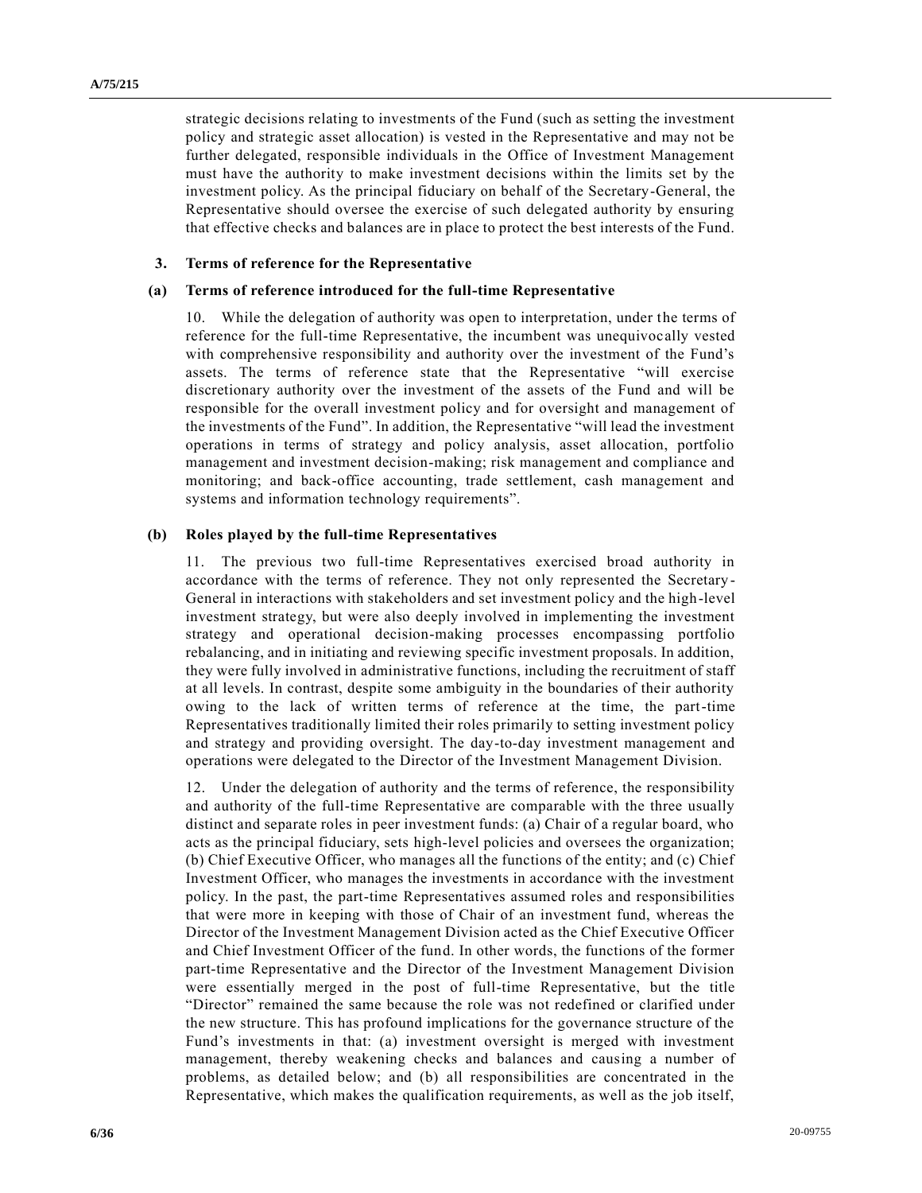strategic decisions relating to investments of the Fund (such as setting the investment policy and strategic asset allocation) is vested in the Representative and may not be further delegated, responsible individuals in the Office of Investment Management must have the authority to make investment decisions within the limits set by the investment policy. As the principal fiduciary on behalf of the Secretary-General, the Representative should oversee the exercise of such delegated authority by ensuring that effective checks and balances are in place to protect the best interests of the Fund.

### 3. Terms of reference for the Representative

#### (a) Terms of reference introduced for the full-time Representative

10. While the delegation of authority was open to interpretation, under the terms of reference for the full-time Representative, the incumbent was unequivocally vested with comprehensive responsibility and authority over the investment of the Fund's assets. The terms of reference state that the Representative "will exercise discretionary authority over the investment of the assets of the Fund and will be responsible for the overall investment policy and for oversight and management of the investments of the Fund". In addition, the Representative "will lead the investment operations in terms of strategy and policy analysis, asset allocation, portfolio management and investment decision-making; risk management and compliance and monitoring; and back-office accounting, trade settlement, cash management and systems and information technology requirements".

#### (b) Roles played by the full-time Representatives

11. The previous two full-time Representatives exercised broad authority in accordance with the terms of reference. They not only represented the Secretary-General in interactions with stakeholders and set investment policy and the high-level investment strategy, but were also deeply involved in implementing the investment strategy and operational decision-making processes encompassing portfolio rebalancing, and in initiating and reviewing specific investment proposals. In addition, they were fully involved in administrative functions, including the recruitment of staff at all levels. In contrast, despite some ambiguity in the boundaries of their authority owing to the lack of written terms of reference at the time, the part-time Representatives traditionally limited their roles primarily to setting investment policy and strategy and providing oversight. The day-to-day investment management and operations were delegated to the Director of the Investment Management Division.

12. Under the delegation of authority and the terms of reference, the responsibility and authority of the full-time Representative are comparable with the three usually distinct and separate roles in peer investment funds: (a) Chair of a regular board, who acts as the principal fiduciary, sets high-level policies and oversees the organization; (b) Chief Executive Officer, who manages all the functions of the entity; and (c) Chief Investment Officer, who manages the investments in accordance with the investment policy. In the past, the part-time Representatives assumed roles and responsibilities that were more in keeping with those of Chair of an investment fund, whereas the Director of the Investment Management Division acted as the Chief Executive Officer and Chief Investment Officer of the fund. In other words, the functions of the former part-time Representative and the Director of the Investment Management Division were essentially merged in the post of full-time Representative, but the title "Director" remained the same because the role was not redefined or clarified under the new structure. This has profound implications for the governance structure of the Fund's investments in that: (a) investment oversight is merged with investment management, thereby weakening checks and balances and causing a number of problems, as detailed below; and (b) all responsibilities are concentrated in the Representative, which makes the qualification requirements, as well as the job itself,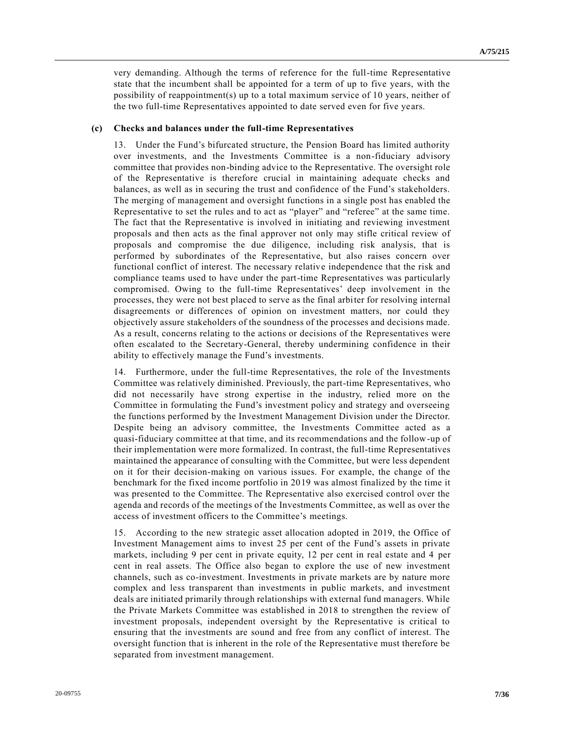very demanding. Although the terms of reference for the full-time Representative state that the incumbent shall be appointed for a term of up to five years, with the possibility of reappointment(s) up to a total maximum service of 10 years, neither of the two full-time Representatives appointed to date served even for five years.

### (c) Checks and balances under the full-time Representatives

13. Under the Fund's bifurcated structure, the Pension Board has limited authority over investments, and the Investments Committee is a non-fiduciary advisory committee that provides non-binding advice to the Representative. The oversight role of the Representative is therefore crucial in maintaining adequate checks and balances, as well as in securing the trust and confidence of the Fund's stakeholders. The merging of management and oversight functions in a single post has enabled the Representative to set the rules and to act as "player" and "referee" at the same time. The fact that the Representative is involved in initiating and reviewing investment proposals and then acts as the final approver not only may stifle critical review of proposals and compromise the due diligence, including risk analysis, that is performed by subordinates of the Representative, but also raises concern over functional conflict of interest. The necessary relative independence that the risk and compliance teams used to have under the part-time Representatives was particularly compromised. Owing to the full-time Representatives' deep involvement in the processes, they were not best placed to serve as the final arbiter for resolving internal disagreements or differences of opinion on investment matters, nor could they objectively assure stakeholders of the soundness of the processes and decisions made. As a result, concerns relating to the actions or decisions of the Representatives were often escalated to the Secretary-General, thereby undermining confidence in their ability to effectively manage the Fund's investments.

14. Furthermore, under the full-time Representatives, the role of the Investments Committee was relatively diminished. Previously, the part-time Representatives, who did not necessarily have strong expertise in the industry, relied more on the Committee in formulating the Fund's investment policy and strategy and overseeing the functions performed by the Investment Management Division under the Director. Despite being an advisory committee, the Investments Committee acted as a quasi-fiduciary committee at that time, and its recommendations and the follow-up of their implementation were more formalized. In contrast, the full-time Representatives maintained the appearance of consulting with the Committee, but were less dependent on it for their decision-making on various issues. For example, the change of the benchmark for the fixed income portfolio in 2019 was almost finalized by the time it was presented to the Committee. The Representative also exercised control over the agenda and records of the meetings of the Investments Committee, as well as over the access of investment officers to the Committee's meetings.

15. According to the new strategic asset allocation adopted in 2019, the Office of Investment Management aims to invest 25 per cent of the Fund's assets in private markets, including 9 per cent in private equity, 12 per cent in real estate and 4 per cent in real assets. The Office also began to explore the use of new investment channels, such as co-investment. Investments in private markets are by nature more complex and less transparent than investments in public markets, and investment deals are initiated primarily through relationships with external fund managers. While the Private Markets Committee was established in 2018 to strengthen the review of investment proposals, independent oversight by the Representative is critical to ensuring that the investments are sound and free from any conflict of interest. The oversight function that is inherent in the role of the Representative must therefore be separated from investment management.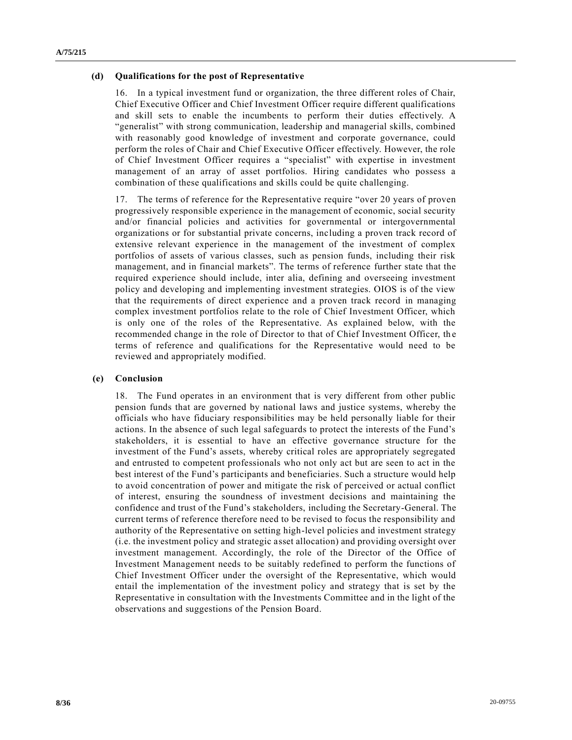### (d) Qualifications for the post of Representative

16. In a typical investment fund or organization, the three different roles of Chair, Chief Executive Officer and Chief Investment Officer require different qualifications and skill sets to enable the incumbents to perform their duties effectively. A "generalist" with strong communication, leadership and managerial skills, combined with reasonably good knowledge of investment and corporate governance, could perform the roles of Chair and Chief Executive Officer effectively. However, the role of Chief Investment Officer requires a "specialist" with expertise in investment management of an array of asset portfolios. Hiring candidates who possess a combination of these qualifications and skills could be quite challenging.

17. The terms of reference for the Representative require "over 20 years of proven progressively responsible experience in the management of economic, social security and/or financial policies and activities for governmental or intergovernmental organizations or for substantial private concerns, including a proven track record of extensive relevant experience in the management of the investment of complex portfolios of assets of various classes, such as pension funds, including their risk management, and in financial markets". The terms of reference further state that the required experience should include, inter alia, defining and overseeing investment policy and developing and implementing investment strategies. OIOS is of the view that the requirements of direct experience and a proven track record in managing complex investment portfolios relate to the role of Chief Investment Officer, which is only one of the roles of the Representative. As explained below, with the recommended change in the role of Director to that of Chief Investment Officer, the terms of reference and qualifications for the Representative would need to be reviewed and appropriately modified.

### (e) Conclusion

18. The Fund operates in an environment that is very different from other public pension funds that are governed by national laws and justice systems, whereby the officials who have fiduciary responsibilities may be held personally liable for their actions. In the absence of such legal safeguards to protect the interests of the Fund's stakeholders, it is essential to have an effective governance structure for the investment of the Fund's assets, whereby critical roles are appropriately segregated and entrusted to competent professionals who not only act but are seen to act in the best interest of the Fund's participants and beneficiaries. Such a structure would help to avoid concentration of power and mitigate the risk of perceived or actual conflict of interest, ensuring the soundness of investment decisions and maintaining the confidence and trust of the Fund's stakeholders, including the Secretary-General. The current terms of reference therefore need to be revised to focus the responsibility and authority of the Representative on setting high-level policies and investment strategy (i.e. the investment policy and strategic asset allocation) and providing oversight over investment management. Accordingly, the role of the Director of the Office of Investment Management needs to be suitably redefined to perform the functions of Chief Investment Officer under the oversight of the Representative, which would entail the implementation of the investment policy and strategy that is set by the Representative in consultation with the Investments Committee and in the light of the observations and suggestions of the Pension Board.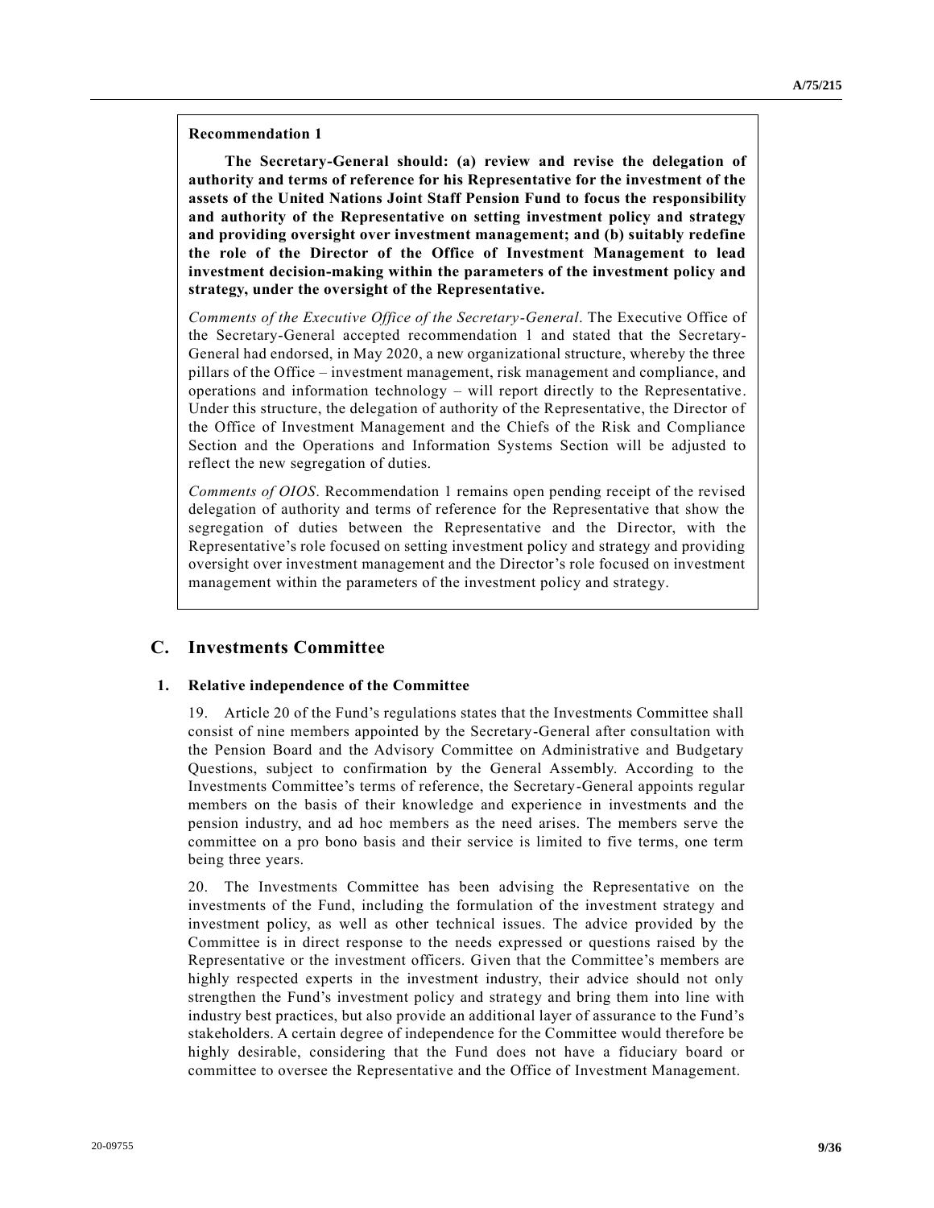**Recommendation 1**

**The Secretary-General should: (a) review and revise the delegation of authority and terms of reference for his Representative for the investment of the assets of the United Nations Joint Staff Pension Fund to focus the responsibility and authority of the Representative on setting investment policy and strategy and providing oversight over investment management; and (b) suitably redefine the role of the Director of the Office of Investment Management to lead investment decision-making within the parameters of the investment policy and strategy, under the oversight of the Representative.**

*Comments of the Executive Office of the Secretary-General*. The Executive Office of the Secretary-General accepted recommendation 1 and stated that the Secretary-General had endorsed, in May 2020, a new organizational structure, whereby the three pillars of the Office – investment management, risk management and compliance, and operations and information technology – will report directly to the Representative. Under this structure, the delegation of authority of the Representative, the Director of the Office of Investment Management and the Chiefs of the Risk and Compliance Section and the Operations and Information Systems Section will be adjusted to reflect the new segregation of duties.

*Comments of OIOS*. Recommendation 1 remains open pending receipt of the revised delegation of authority and terms of reference for the Representative that show the segregation of duties between the Representative and the Director, with the Representative's role focused on setting investment policy and strategy and providing oversight over investment management and the Director's role focused on investment management within the parameters of the investment policy and strategy.

## C. Investments Committee

### 1. Relative independence of the Committee

19. Article 20 of the Fund's regulations states that the Investments Committee shall consist of nine members appointed by the Secretary-General after consultation with the Pension Board and the Advisory Committee on Administrative and Budgetary Questions, subject to confirmation by the General Assembly. According to the Investments Committee's terms of reference, the Secretary-General appoints regular members on the basis of their knowledge and experience in investments and the pension industry, and ad hoc members as the need arises. The members serve the committee on a pro bono basis and their service is limited to five terms, one term being three years.

20. The Investments Committee has been advising the Representative on the investments of the Fund, including the formulation of the investment strategy and investment policy, as well as other technical issues. The advice provided by the Committee is in direct response to the needs expressed or questions raised by the Representative or the investment officers. Given that the Committee's members are highly respected experts in the investment industry, their advice should not only strengthen the Fund's investment policy and strategy and bring them into line with industry best practices, but also provide an additional layer of assurance to the Fund's stakeholders. A certain degree of independence for the Committee would therefore be highly desirable, considering that the Fund does not have a fiduciary board or committee to oversee the Representative and the Office of Investment Management.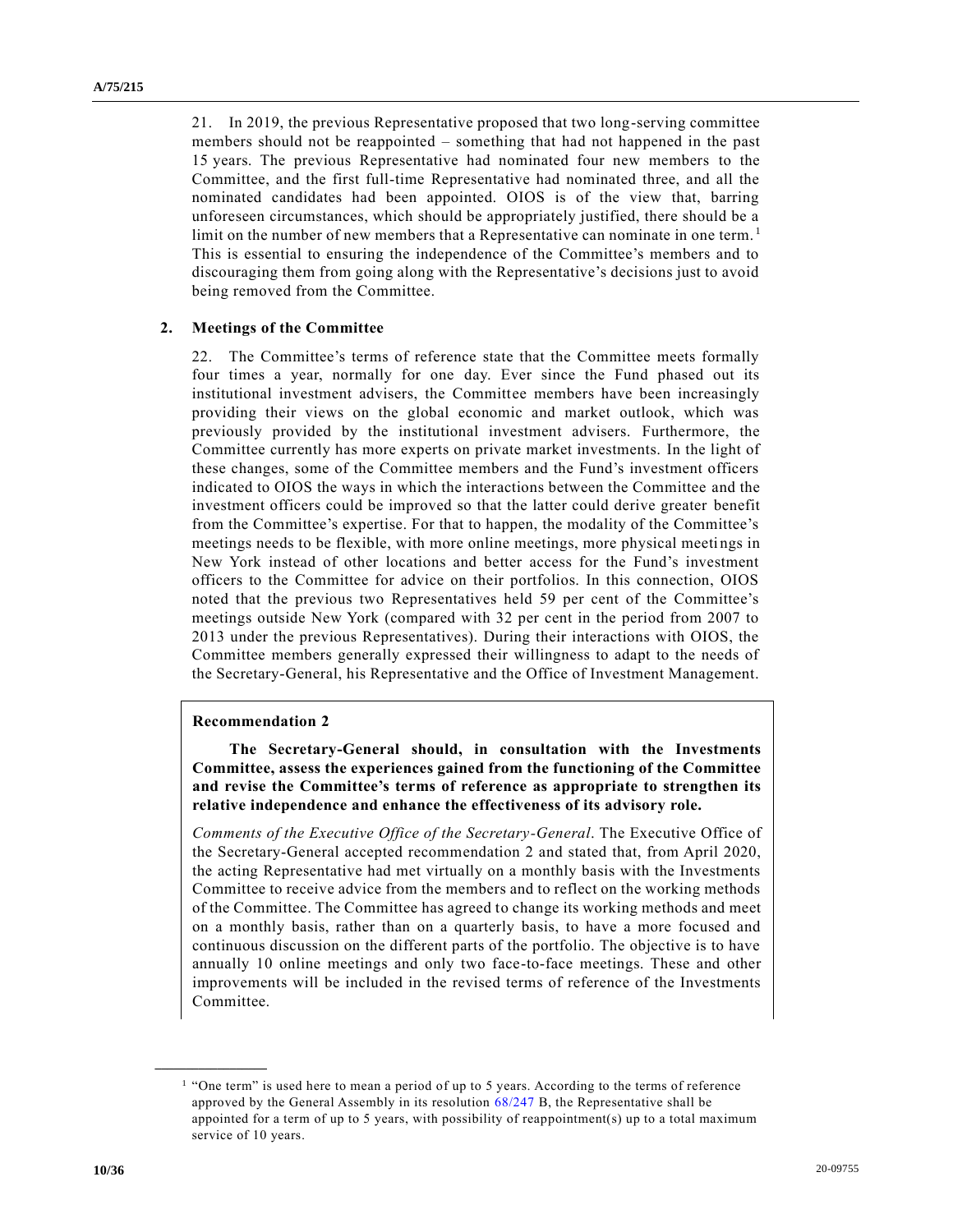21. In 2019, the previous Representative proposed that two long-serving committee members should not be reappointed – something that had not happened in the past 15 years. The previous Representative had nominated four new members to the Committee, and the first full-time Representative had nominated three, and all the nominated candidates had been appointed. OIOS is of the view that, barring unforeseen circumstances, which should be appropriately justified, there should be a limit on the number of new members that a Representative can nominate in one term.[1] This is essential to ensuring the independence of the Committee's members and to discouraging them from going along with the Representative's decisions just to avoid being removed from the Committee.

### 2. Meetings of the Committee

22. The Committee's terms of reference state that the Committee meets formally four times a year, normally for one day. Ever since the Fund phased out its institutional investment advisers, the Committee members have been increasingly providing their views on the global economic and market outlook, which was previously provided by the institutional investment advisers. Furthermore, the Committee currently has more experts on private market investments. In the light of these changes, some of the Committee members and the Fund's investment officers indicated to OIOS the ways in which the interactions between the Committee and the investment officers could be improved so that the latter could derive greater benefit from the Committee's expertise. For that to happen, the modality of the Committee's meetings needs to be flexible, with more online meetings, more physical meetings in New York instead of other locations and better access for the Fund's investment officers to the Committee for advice on their portfolios. In this connection, OIOS noted that the previous two Representatives held 59 per cent of the Committee's meetings outside New York (compared with 32 per cent in the period from 2007 to 2013 under the previous Representatives). During their interactions with OIOS, the Committee members generally expressed their willingness to adapt to the needs of the Secretary-General, his Representative and the Office of Investment Management.

**Recommendation 2**

**The Secretary-General should, in consultation with the Investments Committee, assess the experiences gained from the functioning of the Committee and revise the Committee's terms of reference as appropriate to strengthen its relative independence and enhance the effectiveness of its advisory role.**

*Comments of the Executive Office of the Secretary-General*. The Executive Office of the Secretary-General accepted recommendation 2 and stated that, from April 2020, the acting Representative had met virtually on a monthly basis with the Investments Committee to receive advice from the members and to reflect on the working methods of the Committee. The Committee has agreed to change its working methods and meet on a monthly basis, rather than on a quarterly basis, to have a more focused and continuous discussion on the different parts of the portfolio. The objective is to have annually 10 online meetings and only two face-to-face meetings. These and other improvements will be included in the revised terms of reference of the Investments Committee.

---

[1] "One term" is used here to mean a period of up to 5 years. According to the terms of reference approved by the General Assembly in its resolution 68/247 B, the Representative shall be appointed for a term of up to 5 years, with possibility of reappointment(s) up to a total maximum service of 10 years.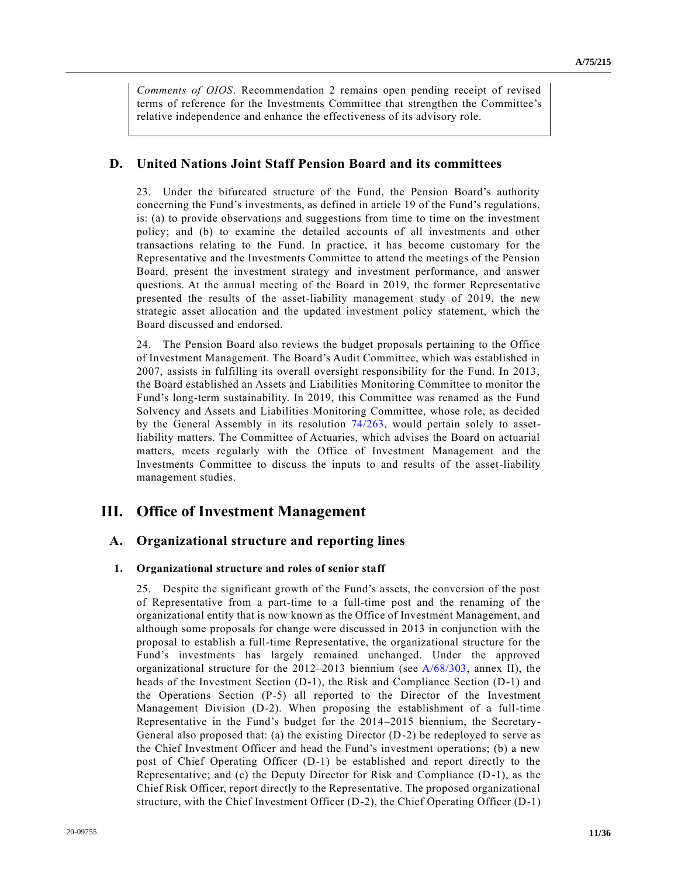*Comments of OIOS*. Recommendation 2 remains open pending receipt of revised terms of reference for the Investments Committee that strengthen the Committee's relative independence and enhance the effectiveness of its advisory role.

## D. United Nations Joint Staff Pension Board and its committees

23. Under the bifurcated structure of the Fund, the Pension Board's authority concerning the Fund's investments, as defined in article 19 of the Fund's regulations, is: (a) to provide observations and suggestions from time to time on the investment policy; and (b) to examine the detailed accounts of all investments and other transactions relating to the Fund. In practice, it has become customary for the Representative and the Investments Committee to attend the meetings of the Pension Board, present the investment strategy and investment performance, and answer questions. At the annual meeting of the Board in 2019, the former Representative presented the results of the asset-liability management study of 2019, the new strategic asset allocation and the updated investment policy statement, which the Board discussed and endorsed.

24. The Pension Board also reviews the budget proposals pertaining to the Office of Investment Management. The Board's Audit Committee, which was established in 2007, assists in fulfilling its overall oversight responsibility for the Fund. In 2013, the Board established an Assets and Liabilities Monitoring Committee to monitor the Fund's long-term sustainability. In 2019, this Committee was renamed as the Fund Solvency and Assets and Liabilities Monitoring Committee, whose role, as decided by the General Assembly in its resolution 74/263, would pertain solely to asset-liability matters. The Committee of Actuaries, which advises the Board on actuarial matters, meets regularly with the Office of Investment Management and the Investments Committee to discuss the inputs to and results of the asset-liability management studies.

# III. Office of Investment Management

## A. Organizational structure and reporting lines

### 1. Organizational structure and roles of senior staff

25. Despite the significant growth of the Fund's assets, the conversion of the post of Representative from a part-time to a full-time post and the renaming of the organizational entity that is now known as the Office of Investment Management, and although some proposals for change were discussed in 2013 in conjunction with the proposal to establish a full-time Representative, the organizational structure for the Fund's investments has largely remained unchanged. Under the approved organizational structure for the 2012–2013 biennium (see A/68/303, annex II), the heads of the Investment Section (D-1), the Risk and Compliance Section (D-1) and the Operations Section (P-5) all reported to the Director of the Investment Management Division (D-2). When proposing the establishment of a full-time Representative in the Fund's budget for the 2014–2015 biennium, the Secretary-General also proposed that: (a) the existing Director (D-2) be redeployed to serve as the Chief Investment Officer and head the Fund's investment operations; (b) a new post of Chief Operating Officer (D-1) be established and report directly to the Representative; and (c) the Deputy Director for Risk and Compliance (D-1), as the Chief Risk Officer, report directly to the Representative. The proposed organizational structure, with the Chief Investment Officer (D-2), the Chief Operating Officer (D-1)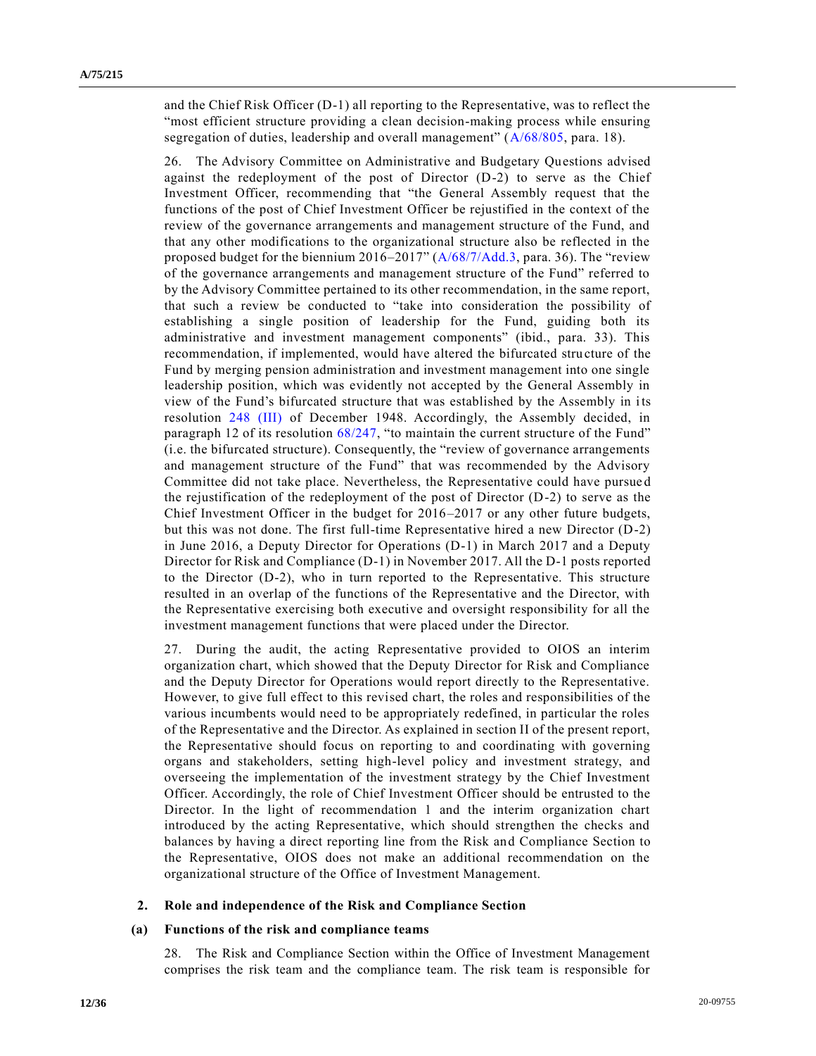and the Chief Risk Officer (D-1) all reporting to the Representative, was to reflect the "most efficient structure providing a clean decision-making process while ensuring segregation of duties, leadership and overall management" (A/68/805, para. 18).

26. The Advisory Committee on Administrative and Budgetary Questions advised against the redeployment of the post of Director (D-2) to serve as the Chief Investment Officer, recommending that "the General Assembly request that the functions of the post of Chief Investment Officer be rejustified in the context of the review of the governance arrangements and management structure of the Fund, and that any other modifications to the organizational structure also be reflected in the proposed budget for the biennium 2016–2017" (A/68/7/Add.3, para. 36). The "review of the governance arrangements and management structure of the Fund" referred to by the Advisory Committee pertained to its other recommendation, in the same report, that such a review be conducted to "take into consideration the possibility of establishing a single position of leadership for the Fund, guiding both its administrative and investment management components" (ibid., para. 33). This recommendation, if implemented, would have altered the bifurcated structure of the Fund by merging pension administration and investment management into one single leadership position, which was evidently not accepted by the General Assembly in view of the Fund's bifurcated structure that was established by the Assembly in its resolution 248 (III) of December 1948. Accordingly, the Assembly decided, in paragraph 12 of its resolution 68/247, "to maintain the current structure of the Fund" (i.e. the bifurcated structure). Consequently, the "review of governance arrangements and management structure of the Fund" that was recommended by the Advisory Committee did not take place. Nevertheless, the Representative could have pursued the rejustification of the redeployment of the post of Director (D-2) to serve as the Chief Investment Officer in the budget for 2016–2017 or any other future budgets, but this was not done. The first full-time Representative hired a new Director (D-2) in June 2016, a Deputy Director for Operations (D-1) in March 2017 and a Deputy Director for Risk and Compliance (D-1) in November 2017. All the D-1 posts reported to the Director (D-2), who in turn reported to the Representative. This structure resulted in an overlap of the functions of the Representative and the Director, with the Representative exercising both executive and oversight responsibility for all the investment management functions that were placed under the Director.

27. During the audit, the acting Representative provided to OIOS an interim organization chart, which showed that the Deputy Director for Risk and Compliance and the Deputy Director for Operations would report directly to the Representative. However, to give full effect to this revised chart, the roles and responsibilities of the various incumbents would need to be appropriately redefined, in particular the roles of the Representative and the Director. As explained in section II of the present report, the Representative should focus on reporting to and coordinating with governing organs and stakeholders, setting high-level policy and investment strategy, and overseeing the implementation of the investment strategy by the Chief Investment Officer. Accordingly, the role of Chief Investment Officer should be entrusted to the Director. In the light of recommendation 1 and the interim organization chart introduced by the acting Representative, which should strengthen the checks and balances by having a direct reporting line from the Risk and Compliance Section to the Representative, OIOS does not make an additional recommendation on the organizational structure of the Office of Investment Management.

### 2. Role and independence of the Risk and Compliance Section

#### (a) Functions of the risk and compliance teams

28. The Risk and Compliance Section within the Office of Investment Management comprises the risk team and the compliance team. The risk team is responsible for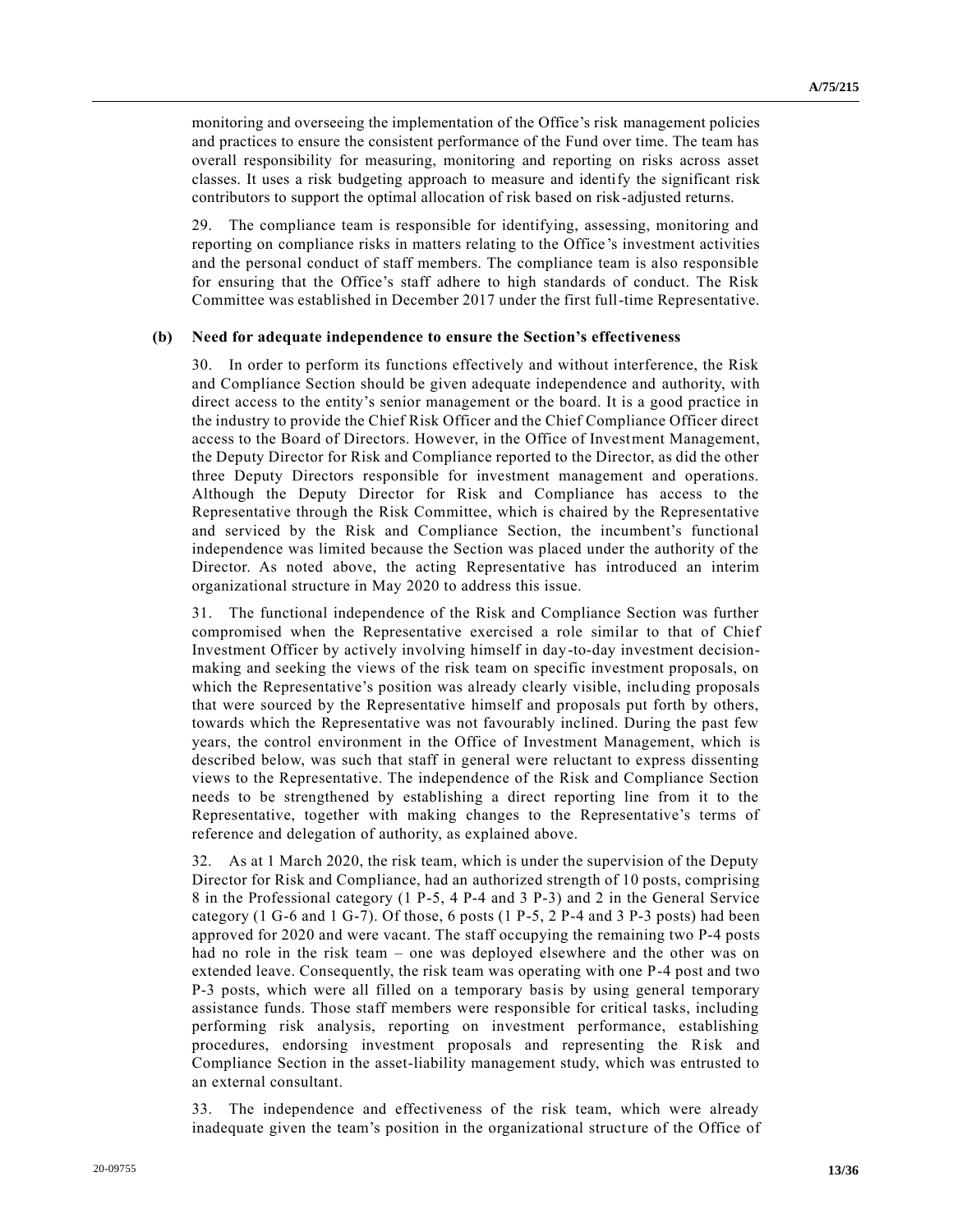monitoring and overseeing the implementation of the Office's risk management policies and practices to ensure the consistent performance of the Fund over time. The team has overall responsibility for measuring, monitoring and reporting on risks across asset classes. It uses a risk budgeting approach to measure and identify the significant risk contributors to support the optimal allocation of risk based on risk-adjusted returns.

29. The compliance team is responsible for identifying, assessing, monitoring and reporting on compliance risks in matters relating to the Office's investment activities and the personal conduct of staff members. The compliance team is also responsible for ensuring that the Office's staff adhere to high standards of conduct. The Risk Committee was established in December 2017 under the first full-time Representative.

### (b) Need for adequate independence to ensure the Section's effectiveness

30. In order to perform its functions effectively and without interference, the Risk and Compliance Section should be given adequate independence and authority, with direct access to the entity's senior management or the board. It is a good practice in the industry to provide the Chief Risk Officer and the Chief Compliance Officer direct access to the Board of Directors. However, in the Office of Investment Management, the Deputy Director for Risk and Compliance reported to the Director, as did the other three Deputy Directors responsible for investment management and operations. Although the Deputy Director for Risk and Compliance has access to the Representative through the Risk Committee, which is chaired by the Representative and serviced by the Risk and Compliance Section, the incumbent's functional independence was limited because the Section was placed under the authority of the Director. As noted above, the acting Representative has introduced an interim organizational structure in May 2020 to address this issue.

31. The functional independence of the Risk and Compliance Section was further compromised when the Representative exercised a role similar to that of Chief Investment Officer by actively involving himself in day-to-day investment decision-making and seeking the views of the risk team on specific investment proposals, on which the Representative's position was already clearly visible, including proposals that were sourced by the Representative himself and proposals put forth by others, towards which the Representative was not favourably inclined. During the past few years, the control environment in the Office of Investment Management, which is described below, was such that staff in general were reluctant to express dissenting views to the Representative. The independence of the Risk and Compliance Section needs to be strengthened by establishing a direct reporting line from it to the Representative, together with making changes to the Representative's terms of reference and delegation of authority, as explained above.

32. As at 1 March 2020, the risk team, which is under the supervision of the Deputy Director for Risk and Compliance, had an authorized strength of 10 posts, comprising 8 in the Professional category (1 P-5, 4 P-4 and 3 P-3) and 2 in the General Service category (1 G-6 and 1 G-7). Of those, 6 posts (1 P-5, 2 P-4 and 3 P-3 posts) had been approved for 2020 and were vacant. The staff occupying the remaining two P-4 posts had no role in the risk team – one was deployed elsewhere and the other was on extended leave. Consequently, the risk team was operating with one P-4 post and two P-3 posts, which were all filled on a temporary basis by using general temporary assistance funds. Those staff members were responsible for critical tasks, including performing risk analysis, reporting on investment performance, establishing procedures, endorsing investment proposals and representing the Risk and Compliance Section in the asset-liability management study, which was entrusted to an external consultant.

33. The independence and effectiveness of the risk team, which were already inadequate given the team's position in the organizational structure of the Office of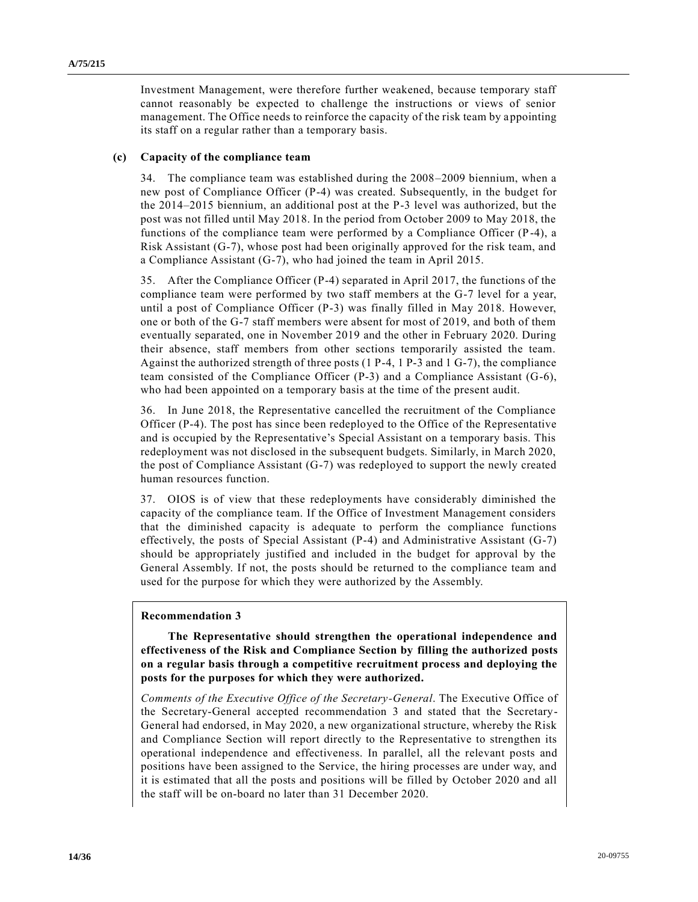Investment Management, were therefore further weakened, because temporary staff cannot reasonably be expected to challenge the instructions or views of senior management. The Office needs to reinforce the capacity of the risk team by appointing its staff on a regular rather than a temporary basis.

### (c) Capacity of the compliance team

34. The compliance team was established during the 2008–2009 biennium, when a new post of Compliance Officer (P-4) was created. Subsequently, in the budget for the 2014–2015 biennium, an additional post at the P-3 level was authorized, but the post was not filled until May 2018. In the period from October 2009 to May 2018, the functions of the compliance team were performed by a Compliance Officer (P-4), a Risk Assistant (G-7), whose post had been originally approved for the risk team, and a Compliance Assistant (G-7), who had joined the team in April 2015.

35. After the Compliance Officer (P-4) separated in April 2017, the functions of the compliance team were performed by two staff members at the G-7 level for a year, until a post of Compliance Officer (P-3) was finally filled in May 2018. However, one or both of the G-7 staff members were absent for most of 2019, and both of them eventually separated, one in November 2019 and the other in February 2020. During their absence, staff members from other sections temporarily assisted the team. Against the authorized strength of three posts (1 P-4, 1 P-3 and 1 G-7), the compliance team consisted of the Compliance Officer (P-3) and a Compliance Assistant (G-6), who had been appointed on a temporary basis at the time of the present audit.

36. In June 2018, the Representative cancelled the recruitment of the Compliance Officer (P-4). The post has since been redeployed to the Office of the Representative and is occupied by the Representative's Special Assistant on a temporary basis. This redeployment was not disclosed in the subsequent budgets. Similarly, in March 2020, the post of Compliance Assistant (G-7) was redeployed to support the newly created human resources function.

37. OIOS is of view that these redeployments have considerably diminished the capacity of the compliance team. If the Office of Investment Management considers that the diminished capacity is adequate to perform the compliance functions effectively, the posts of Special Assistant (P-4) and Administrative Assistant (G-7) should be appropriately justified and included in the budget for approval by the General Assembly. If not, the posts should be returned to the compliance team and used for the purpose for which they were authorized by the Assembly.

**Recommendation 3**

**The Representative should strengthen the operational independence and effectiveness of the Risk and Compliance Section by filling the authorized posts on a regular basis through a competitive recruitment process and deploying the posts for the purposes for which they were authorized.**

*Comments of the Executive Office of the Secretary-General*. The Executive Office of the Secretary-General accepted recommendation 3 and stated that the Secretary-General had endorsed, in May 2020, a new organizational structure, whereby the Risk and Compliance Section will report directly to the Representative to strengthen its operational independence and effectiveness. In parallel, all the relevant posts and positions have been assigned to the Service, the hiring processes are under way, and it is estimated that all the posts and positions will be filled by October 2020 and all the staff will be on-board no later than 31 December 2020.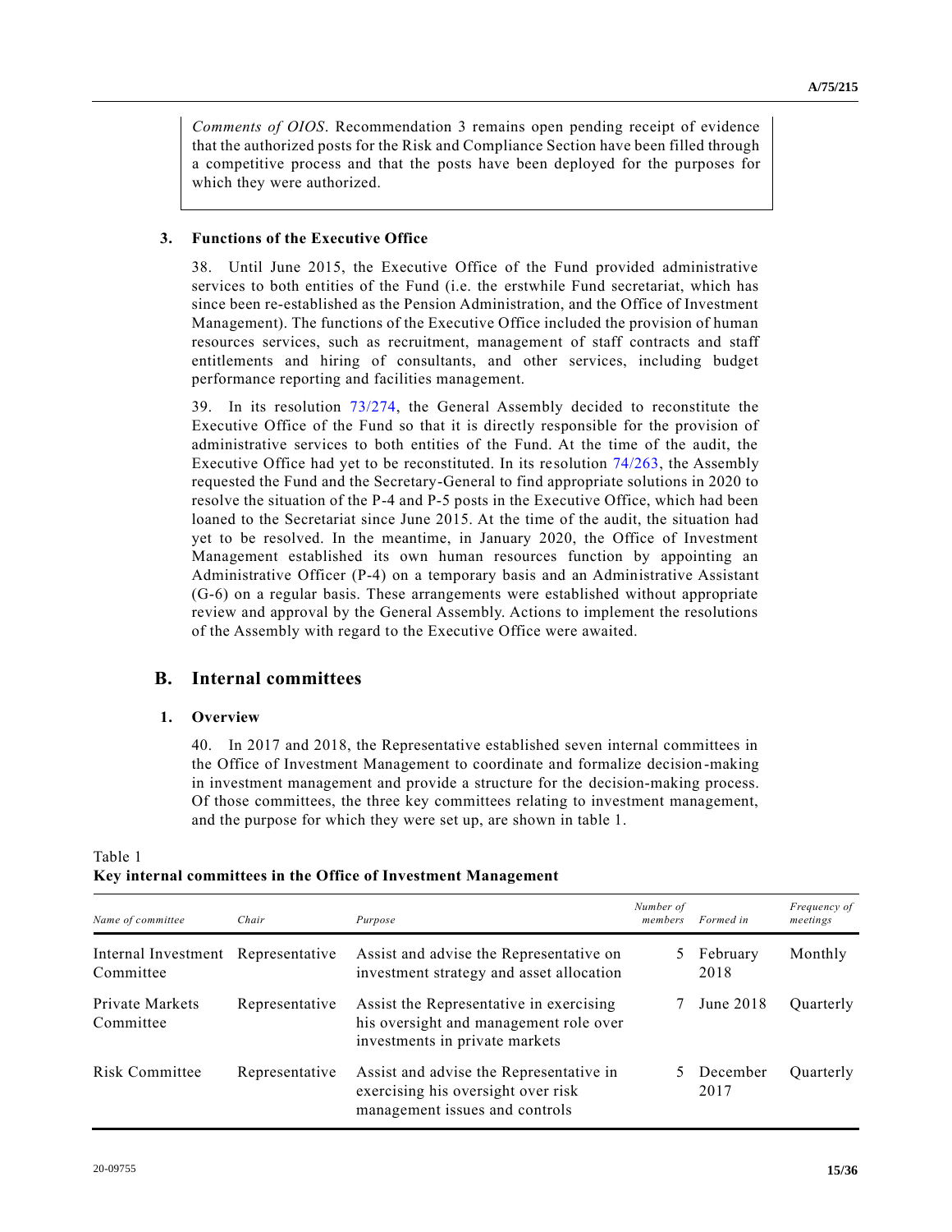*Comments of OIOS*. Recommendation 3 remains open pending receipt of evidence that the authorized posts for the Risk and Compliance Section have been filled through a competitive process and that the posts have been deployed for the purposes for which they were authorized.

### 3. Functions of the Executive Office

38. Until June 2015, the Executive Office of the Fund provided administrative services to both entities of the Fund (i.e. the erstwhile Fund secretariat, which has since been re-established as the Pension Administration, and the Office of Investment Management). The functions of the Executive Office included the provision of human resources services, such as recruitment, management of staff contracts and staff entitlements and hiring of consultants, and other services, including budget performance reporting and facilities management.

39. In its resolution 73/274, the General Assembly decided to reconstitute the Executive Office of the Fund so that it is directly responsible for the provision of administrative services to both entities of the Fund. At the time of the audit, the Executive Office had yet to be reconstituted. In its resolution 74/263, the Assembly requested the Fund and the Secretary-General to find appropriate solutions in 2020 to resolve the situation of the P-4 and P-5 posts in the Executive Office, which had been loaned to the Secretariat since June 2015. At the time of the audit, the situation had yet to be resolved. In the meantime, in January 2020, the Office of Investment Management established its own human resources function by appointing an Administrative Officer (P-4) on a temporary basis and an Administrative Assistant (G-6) on a regular basis. These arrangements were established without appropriate review and approval by the General Assembly. Actions to implement the resolutions of the Assembly with regard to the Executive Office were awaited.

## B. Internal committees

### 1. Overview

40. In 2017 and 2018, the Representative established seven internal committees in the Office of Investment Management to coordinate and formalize decision-making in investment management and provide a structure for the decision-making process. Of those committees, the three key committees relating to investment management, and the purpose for which they were set up, are shown in table 1.

Table 1
**Key internal committees in the Office of Investment Management**

| *Name of committee* | *Chair* | *Purpose* | *Number of members* | *Formed in* | *Frequency of meetings* |
|---|---|---|---|---|---|
| Internal Investment Committee | Representative | Assist and advise the Representative on investment strategy and asset allocation | 5 | February 2018 | Monthly |
| Private Markets Committee | Representative | Assist the Representative in exercising his oversight and management role over investments in private markets | 7 | June 2018 | Quarterly |
| Risk Committee | Representative | Assist and advise the Representative in exercising his oversight over risk management issues and controls | 5 | December 2017 | Quarterly |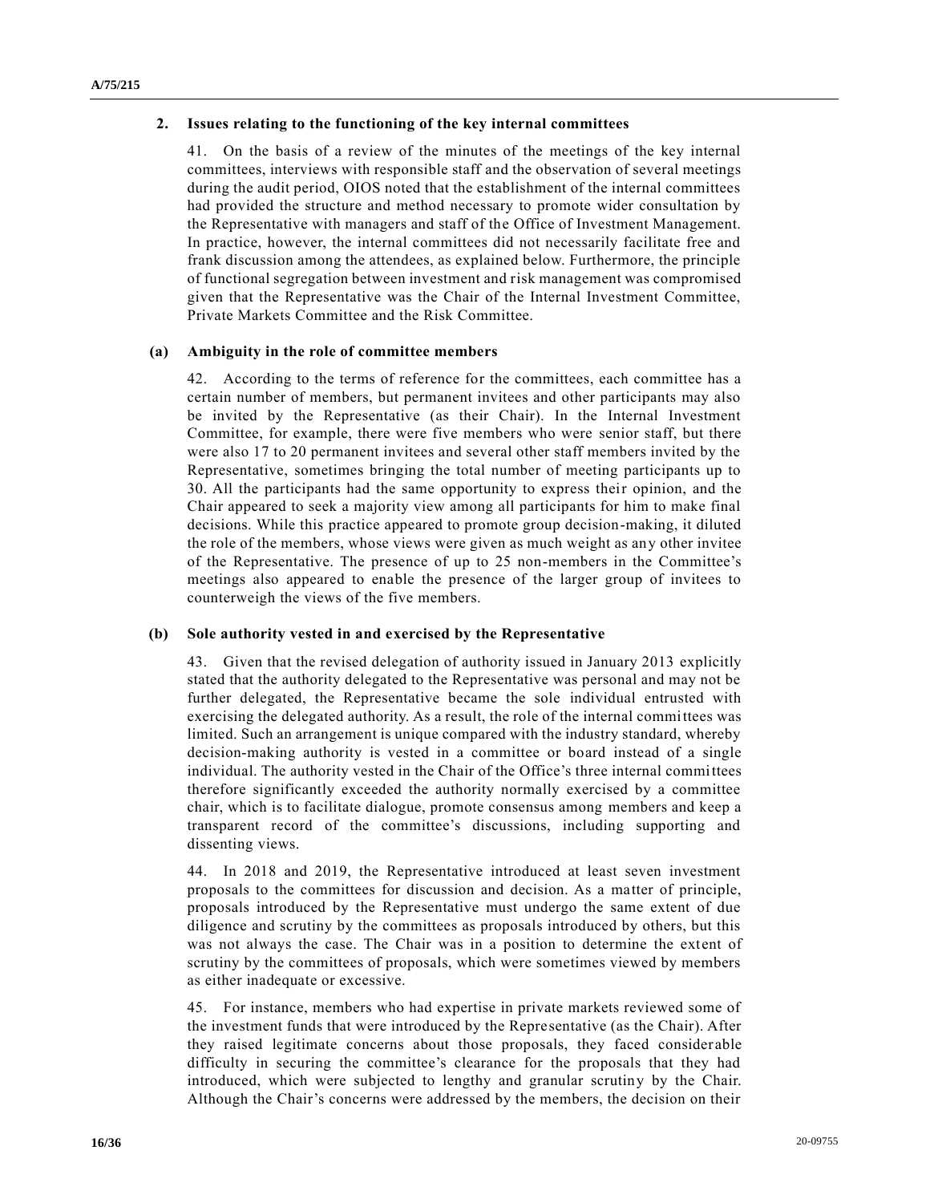## 2. Issues relating to the functioning of the key internal committees

41. On the basis of a review of the minutes of the meetings of the key internal committees, interviews with responsible staff and the observation of several meetings during the audit period, OIOS noted that the establishment of the internal committees had provided the structure and method necessary to promote wider consultation by the Representative with managers and staff of the Office of Investment Management. In practice, however, the internal committees did not necessarily facilitate free and frank discussion among the attendees, as explained below. Furthermore, the principle of functional segregation between investment and risk management was compromised given that the Representative was the Chair of the Internal Investment Committee, Private Markets Committee and the Risk Committee.

### (a) Ambiguity in the role of committee members

42. According to the terms of reference for the committees, each committee has a certain number of members, but permanent invitees and other participants may also be invited by the Representative (as their Chair). In the Internal Investment Committee, for example, there were five members who were senior staff, but there were also 17 to 20 permanent invitees and several other staff members invited by the Representative, sometimes bringing the total number of meeting participants up to 30. All the participants had the same opportunity to express their opinion, and the Chair appeared to seek a majority view among all participants for him to make final decisions. While this practice appeared to promote group decision-making, it diluted the role of the members, whose views were given as much weight as any other invitee of the Representative. The presence of up to 25 non-members in the Committee's meetings also appeared to enable the presence of the larger group of invitees to counterweigh the views of the five members.

### (b) Sole authority vested in and exercised by the Representative

43. Given that the revised delegation of authority issued in January 2013 explicitly stated that the authority delegated to the Representative was personal and may not be further delegated, the Representative became the sole individual entrusted with exercising the delegated authority. As a result, the role of the internal committees was limited. Such an arrangement is unique compared with the industry standard, whereby decision-making authority is vested in a committee or board instead of a single individual. The authority vested in the Chair of the Office's three internal committees therefore significantly exceeded the authority normally exercised by a committee chair, which is to facilitate dialogue, promote consensus among members and keep a transparent record of the committee's discussions, including supporting and dissenting views.

44. In 2018 and 2019, the Representative introduced at least seven investment proposals to the committees for discussion and decision. As a matter of principle, proposals introduced by the Representative must undergo the same extent of due diligence and scrutiny by the committees as proposals introduced by others, but this was not always the case. The Chair was in a position to determine the extent of scrutiny by the committees of proposals, which were sometimes viewed by members as either inadequate or excessive.

45. For instance, members who had expertise in private markets reviewed some of the investment funds that were introduced by the Representative (as the Chair). After they raised legitimate concerns about those proposals, they faced considerable difficulty in securing the committee's clearance for the proposals that they had introduced, which were subjected to lengthy and granular scrutiny by the Chair. Although the Chair's concerns were addressed by the members, the decision on their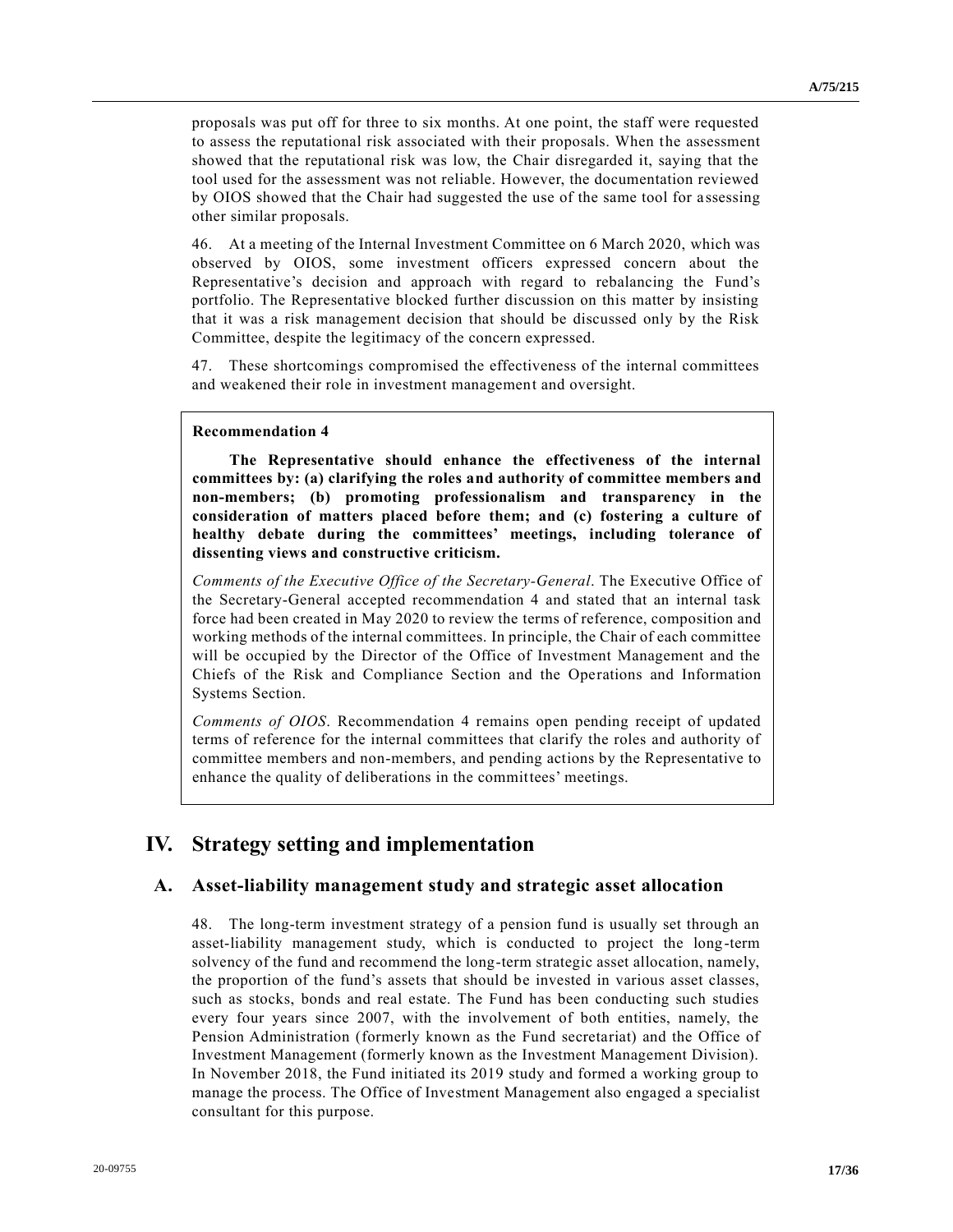proposals was put off for three to six months. At one point, the staff were requested to assess the reputational risk associated with their proposals. When the assessment showed that the reputational risk was low, the Chair disregarded it, saying that the tool used for the assessment was not reliable. However, the documentation reviewed by OIOS showed that the Chair had suggested the use of the same tool for assessing other similar proposals.

46. At a meeting of the Internal Investment Committee on 6 March 2020, which was observed by OIOS, some investment officers expressed concern about the Representative's decision and approach with regard to rebalancing the Fund's portfolio. The Representative blocked further discussion on this matter by insisting that it was a risk management decision that should be discussed only by the Risk Committee, despite the legitimacy of the concern expressed.

47. These shortcomings compromised the effectiveness of the internal committees and weakened their role in investment management and oversight.

> **Recommendation 4**
>
> **The Representative should enhance the effectiveness of the internal committees by: (a) clarifying the roles and authority of committee members and non-members; (b) promoting professionalism and transparency in the consideration of matters placed before them; and (c) fostering a culture of healthy debate during the committees' meetings, including tolerance of dissenting views and constructive criticism.**
>
> *Comments of the Executive Office of the Secretary-General*. The Executive Office of the Secretary-General accepted recommendation 4 and stated that an internal task force had been created in May 2020 to review the terms of reference, composition and working methods of the internal committees. In principle, the Chair of each committee will be occupied by the Director of the Office of Investment Management and the Chiefs of the Risk and Compliance Section and the Operations and Information Systems Section.
>
> *Comments of OIOS*. Recommendation 4 remains open pending receipt of updated terms of reference for the internal committees that clarify the roles and authority of committee members and non-members, and pending actions by the Representative to enhance the quality of deliberations in the committees' meetings.

# IV. Strategy setting and implementation

## A. Asset-liability management study and strategic asset allocation

48. The long-term investment strategy of a pension fund is usually set through an asset-liability management study, which is conducted to project the long-term solvency of the fund and recommend the long-term strategic asset allocation, namely, the proportion of the fund's assets that should be invested in various asset classes, such as stocks, bonds and real estate. The Fund has been conducting such studies every four years since 2007, with the involvement of both entities, namely, the Pension Administration (formerly known as the Fund secretariat) and the Office of Investment Management (formerly known as the Investment Management Division). In November 2018, the Fund initiated its 2019 study and formed a working group to manage the process. The Office of Investment Management also engaged a specialist consultant for this purpose.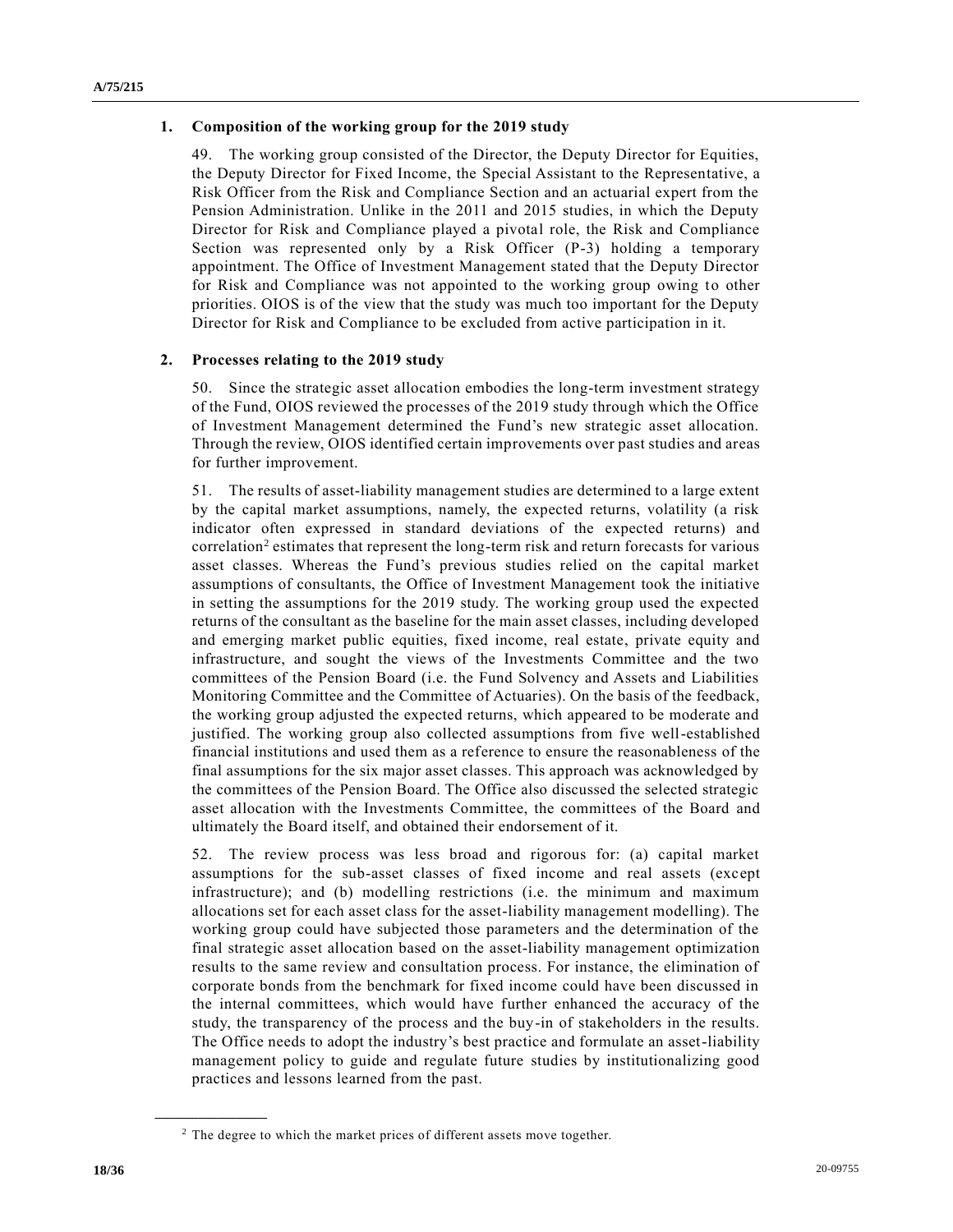### 1. Composition of the working group for the 2019 study

49. The working group consisted of the Director, the Deputy Director for Equities, the Deputy Director for Fixed Income, the Special Assistant to the Representative, a Risk Officer from the Risk and Compliance Section and an actuarial expert from the Pension Administration. Unlike in the 2011 and 2015 studies, in which the Deputy Director for Risk and Compliance played a pivotal role, the Risk and Compliance Section was represented only by a Risk Officer (P-3) holding a temporary appointment. The Office of Investment Management stated that the Deputy Director for Risk and Compliance was not appointed to the working group owing to other priorities. OIOS is of the view that the study was much too important for the Deputy Director for Risk and Compliance to be excluded from active participation in it.

### 2. Processes relating to the 2019 study

50. Since the strategic asset allocation embodies the long-term investment strategy of the Fund, OIOS reviewed the processes of the 2019 study through which the Office of Investment Management determined the Fund's new strategic asset allocation. Through the review, OIOS identified certain improvements over past studies and areas for further improvement.

51. The results of asset-liability management studies are determined to a large extent by the capital market assumptions, namely, the expected returns, volatility (a risk indicator often expressed in standard deviations of the expected returns) and correlation[2] estimates that represent the long-term risk and return forecasts for various asset classes. Whereas the Fund's previous studies relied on the capital market assumptions of consultants, the Office of Investment Management took the initiative in setting the assumptions for the 2019 study. The working group used the expected returns of the consultant as the baseline for the main asset classes, including developed and emerging market public equities, fixed income, real estate, private equity and infrastructure, and sought the views of the Investments Committee and the two committees of the Pension Board (i.e. the Fund Solvency and Assets and Liabilities Monitoring Committee and the Committee of Actuaries). On the basis of the feedback, the working group adjusted the expected returns, which appeared to be moderate and justified. The working group also collected assumptions from five well-established financial institutions and used them as a reference to ensure the reasonableness of the final assumptions for the six major asset classes. This approach was acknowledged by the committees of the Pension Board. The Office also discussed the selected strategic asset allocation with the Investments Committee, the committees of the Board and ultimately the Board itself, and obtained their endorsement of it.

52. The review process was less broad and rigorous for: (a) capital market assumptions for the sub-asset classes of fixed income and real assets (except infrastructure); and (b) modelling restrictions (i.e. the minimum and maximum allocations set for each asset class for the asset-liability management modelling). The working group could have subjected those parameters and the determination of the final strategic asset allocation based on the asset-liability management optimization results to the same review and consultation process. For instance, the elimination of corporate bonds from the benchmark for fixed income could have been discussed in the internal committees, which would have further enhanced the accuracy of the study, the transparency of the process and the buy-in of stakeholders in the results. The Office needs to adopt the industry's best practice and formulate an asset-liability management policy to guide and regulate future studies by institutionalizing good practices and lessons learned from the past.

---

[2] The degree to which the market prices of different assets move together.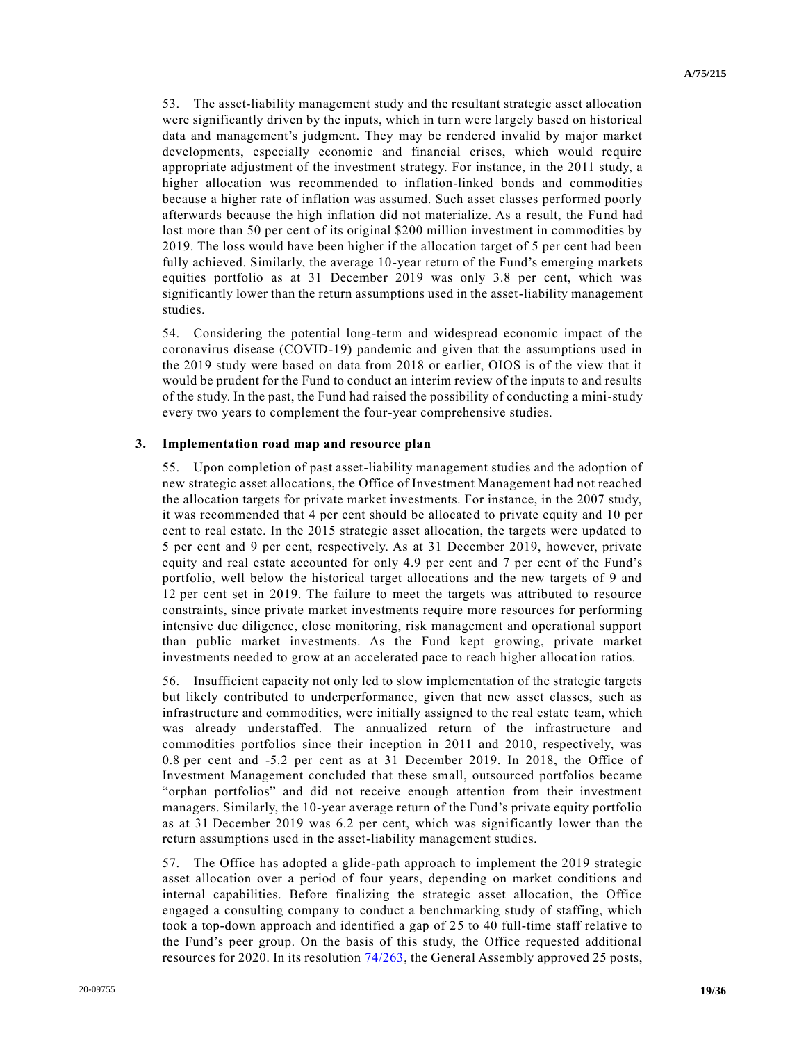53. The asset-liability management study and the resultant strategic asset allocation were significantly driven by the inputs, which in turn were largely based on historical data and management's judgment. They may be rendered invalid by major market developments, especially economic and financial crises, which would require appropriate adjustment of the investment strategy. For instance, in the 2011 study, a higher allocation was recommended to inflation-linked bonds and commodities because a higher rate of inflation was assumed. Such asset classes performed poorly afterwards because the high inflation did not materialize. As a result, the Fund had lost more than 50 per cent of its original $200 million investment in commodities by 2019. The loss would have been higher if the allocation target of 5 per cent had been fully achieved. Similarly, the average 10-year return of the Fund's emerging markets equities portfolio as at 31 December 2019 was only 3.8 per cent, which was significantly lower than the return assumptions used in the asset-liability management studies.

54. Considering the potential long-term and widespread economic impact of the coronavirus disease (COVID-19) pandemic and given that the assumptions used in the 2019 study were based on data from 2018 or earlier, OIOS is of the view that it would be prudent for the Fund to conduct an interim review of the inputs to and results of the study. In the past, the Fund had raised the possibility of conducting a mini-study every two years to complement the four-year comprehensive studies.

### 3. Implementation road map and resource plan

55. Upon completion of past asset-liability management studies and the adoption of new strategic asset allocations, the Office of Investment Management had not reached the allocation targets for private market investments. For instance, in the 2007 study, it was recommended that 4 per cent should be allocated to private equity and 10 per cent to real estate. In the 2015 strategic asset allocation, the targets were updated to 5 per cent and 9 per cent, respectively. As at 31 December 2019, however, private equity and real estate accounted for only 4.9 per cent and 7 per cent of the Fund's portfolio, well below the historical target allocations and the new targets of 9 and 12 per cent set in 2019. The failure to meet the targets was attributed to resource constraints, since private market investments require more resources for performing intensive due diligence, close monitoring, risk management and operational support than public market investments. As the Fund kept growing, private market investments needed to grow at an accelerated pace to reach higher allocation ratios.

56. Insufficient capacity not only led to slow implementation of the strategic targets but likely contributed to underperformance, given that new asset classes, such as infrastructure and commodities, were initially assigned to the real estate team, which was already understaffed. The annualized return of the infrastructure and commodities portfolios since their inception in 2011 and 2010, respectively, was 0.8 per cent and -5.2 per cent as at 31 December 2019. In 2018, the Office of Investment Management concluded that these small, outsourced portfolios became "orphan portfolios" and did not receive enough attention from their investment managers. Similarly, the 10-year average return of the Fund's private equity portfolio as at 31 December 2019 was 6.2 per cent, which was significantly lower than the return assumptions used in the asset-liability management studies.

57. The Office has adopted a glide-path approach to implement the 2019 strategic asset allocation over a period of four years, depending on market conditions and internal capabilities. Before finalizing the strategic asset allocation, the Office engaged a consulting company to conduct a benchmarking study of staffing, which took a top-down approach and identified a gap of 25 to 40 full-time staff relative to the Fund's peer group. On the basis of this study, the Office requested additional resources for 2020. In its resolution 74/263, the General Assembly approved 25 posts,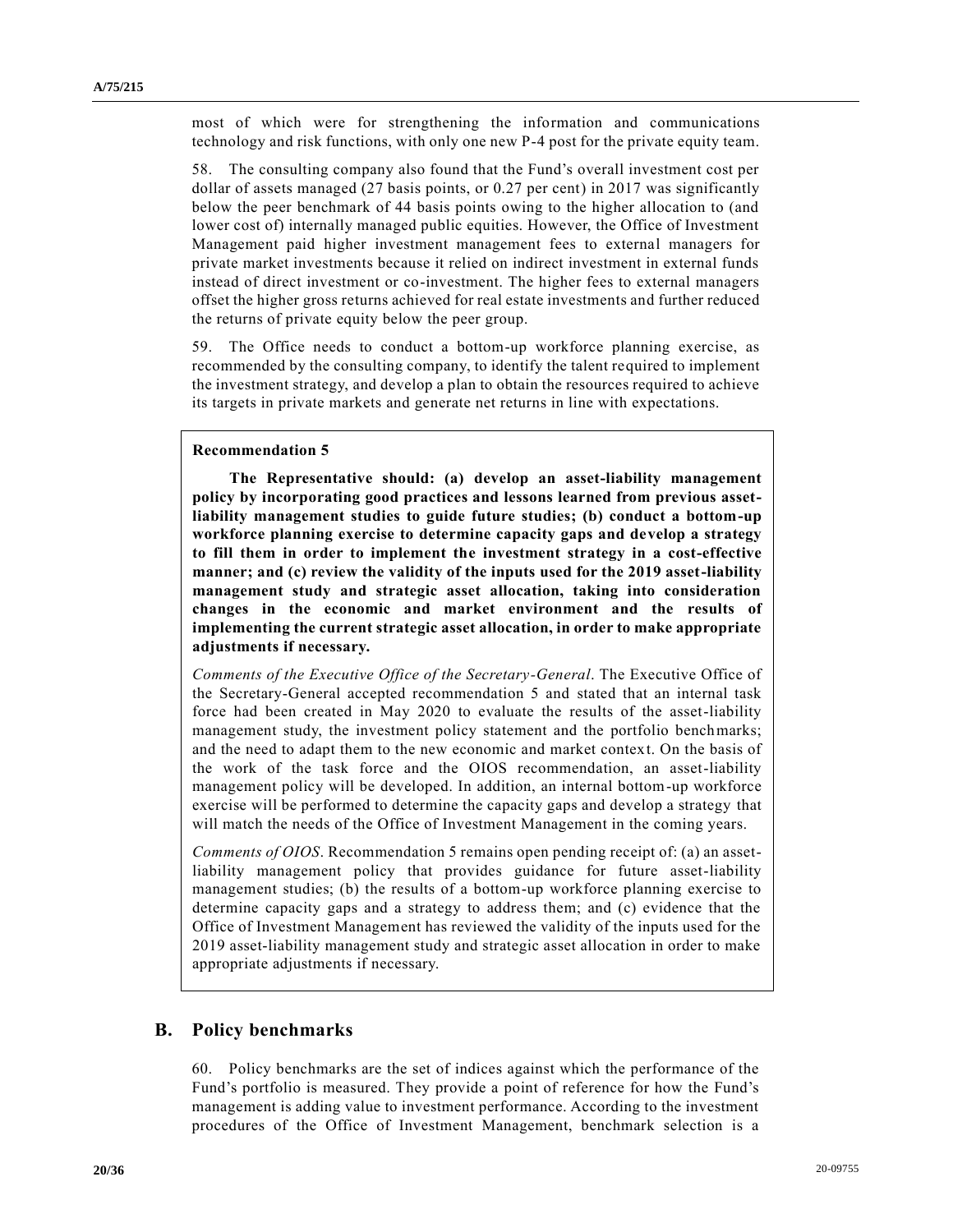most of which were for strengthening the information and communications technology and risk functions, with only one new P-4 post for the private equity team.

58. The consulting company also found that the Fund's overall investment cost per dollar of assets managed (27 basis points, or 0.27 per cent) in 2017 was significantly below the peer benchmark of 44 basis points owing to the higher allocation to (and lower cost of) internally managed public equities. However, the Office of Investment Management paid higher investment management fees to external managers for private market investments because it relied on indirect investment in external funds instead of direct investment or co-investment. The higher fees to external managers offset the higher gross returns achieved for real estate investments and further reduced the returns of private equity below the peer group.

59. The Office needs to conduct a bottom-up workforce planning exercise, as recommended by the consulting company, to identify the talent required to implement the investment strategy, and develop a plan to obtain the resources required to achieve its targets in private markets and generate net returns in line with expectations.

**Recommendation 5**

**The Representative should: (a) develop an asset-liability management policy by incorporating good practices and lessons learned from previous asset-liability management studies to guide future studies; (b) conduct a bottom-up workforce planning exercise to determine capacity gaps and develop a strategy to fill them in order to implement the investment strategy in a cost-effective manner; and (c) review the validity of the inputs used for the 2019 asset-liability management study and strategic asset allocation, taking into consideration changes in the economic and market environment and the results of implementing the current strategic asset allocation, in order to make appropriate adjustments if necessary.**

*Comments of the Executive Office of the Secretary-General*. The Executive Office of the Secretary-General accepted recommendation 5 and stated that an internal task force had been created in May 2020 to evaluate the results of the asset-liability management study, the investment policy statement and the portfolio benchmarks; and the need to adapt them to the new economic and market context. On the basis of the work of the task force and the OIOS recommendation, an asset-liability management policy will be developed. In addition, an internal bottom-up workforce exercise will be performed to determine the capacity gaps and develop a strategy that will match the needs of the Office of Investment Management in the coming years.

*Comments of OIOS*. Recommendation 5 remains open pending receipt of: (a) an asset-liability management policy that provides guidance for future asset-liability management studies; (b) the results of a bottom-up workforce planning exercise to determine capacity gaps and a strategy to address them; and (c) evidence that the Office of Investment Management has reviewed the validity of the inputs used for the 2019 asset-liability management study and strategic asset allocation in order to make appropriate adjustments if necessary.

## B. Policy benchmarks

60. Policy benchmarks are the set of indices against which the performance of the Fund's portfolio is measured. They provide a point of reference for how the Fund's management is adding value to investment performance. According to the investment procedures of the Office of Investment Management, benchmark selection is a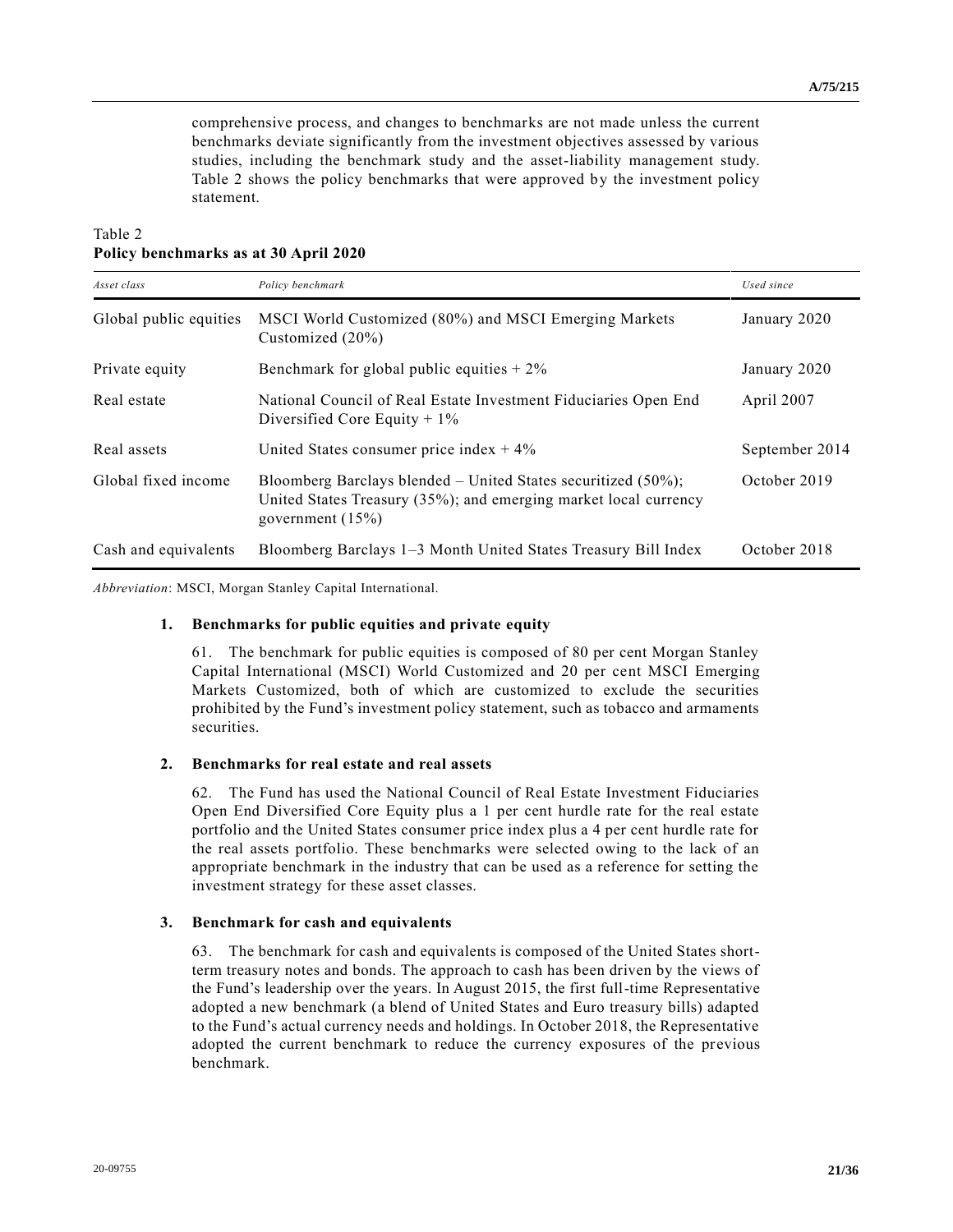comprehensive process, and changes to benchmarks are not made unless the current benchmarks deviate significantly from the investment objectives assessed by various studies, including the benchmark study and the asset-liability management study. Table 2 shows the policy benchmarks that were approved by the investment policy statement.

Table 2
**Policy benchmarks as at 30 April 2020**

| *Asset class* | *Policy benchmark* | *Used since* |
|---|---|---|
| Global public equities | MSCI World Customized (80%) and MSCI Emerging Markets Customized (20%) | January 2020 |
| Private equity | Benchmark for global public equities + 2% | January 2020 |
| Real estate | National Council of Real Estate Investment Fiduciaries Open End Diversified Core Equity + 1% | April 2007 |
| Real assets | United States consumer price index + 4% | September 2014 |
| Global fixed income | Bloomberg Barclays blended – United States securitized (50%); United States Treasury (35%); and emerging market local currency government (15%) | October 2019 |
| Cash and equivalents | Bloomberg Barclays 1–3 Month United States Treasury Bill Index | October 2018 |

*Abbreviation*: MSCI, Morgan Stanley Capital International.

### 1. Benchmarks for public equities and private equity

61. The benchmark for public equities is composed of 80 per cent Morgan Stanley Capital International (MSCI) World Customized and 20 per cent MSCI Emerging Markets Customized, both of which are customized to exclude the securities prohibited by the Fund's investment policy statement, such as tobacco and armaments securities.

### 2. Benchmarks for real estate and real assets

62. The Fund has used the National Council of Real Estate Investment Fiduciaries Open End Diversified Core Equity plus a 1 per cent hurdle rate for the real estate portfolio and the United States consumer price index plus a 4 per cent hurdle rate for the real assets portfolio. These benchmarks were selected owing to the lack of an appropriate benchmark in the industry that can be used as a reference for setting the investment strategy for these asset classes.

### 3. Benchmark for cash and equivalents

63. The benchmark for cash and equivalents is composed of the United States short-term treasury notes and bonds. The approach to cash has been driven by the views of the Fund's leadership over the years. In August 2015, the first full-time Representative adopted a new benchmark (a blend of United States and Euro treasury bills) adapted to the Fund's actual currency needs and holdings. In October 2018, the Representative adopted the current benchmark to reduce the currency exposures of the previous benchmark.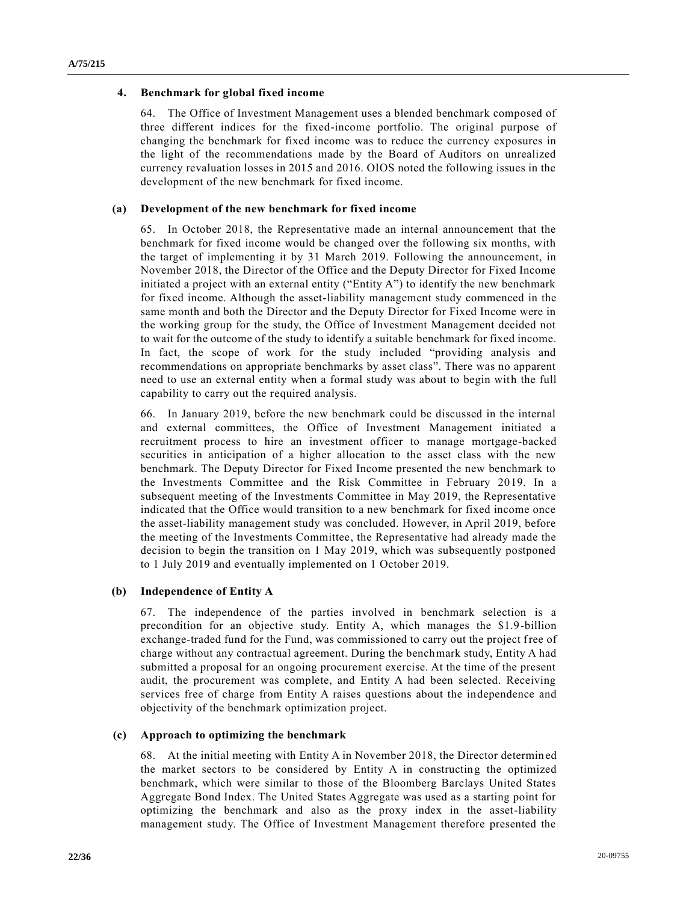### 4. Benchmark for global fixed income

64. The Office of Investment Management uses a blended benchmark composed of three different indices for the fixed-income portfolio. The original purpose of changing the benchmark for fixed income was to reduce the currency exposures in the light of the recommendations made by the Board of Auditors on unrealized currency revaluation losses in 2015 and 2016. OIOS noted the following issues in the development of the new benchmark for fixed income.

#### (a) Development of the new benchmark for fixed income

65. In October 2018, the Representative made an internal announcement that the benchmark for fixed income would be changed over the following six months, with the target of implementing it by 31 March 2019. Following the announcement, in November 2018, the Director of the Office and the Deputy Director for Fixed Income initiated a project with an external entity ("Entity A") to identify the new benchmark for fixed income. Although the asset-liability management study commenced in the same month and both the Director and the Deputy Director for Fixed Income were in the working group for the study, the Office of Investment Management decided not to wait for the outcome of the study to identify a suitable benchmark for fixed income. In fact, the scope of work for the study included "providing analysis and recommendations on appropriate benchmarks by asset class". There was no apparent need to use an external entity when a formal study was about to begin with the full capability to carry out the required analysis.

66. In January 2019, before the new benchmark could be discussed in the internal and external committees, the Office of Investment Management initiated a recruitment process to hire an investment officer to manage mortgage-backed securities in anticipation of a higher allocation to the asset class with the new benchmark. The Deputy Director for Fixed Income presented the new benchmark to the Investments Committee and the Risk Committee in February 2019. In a subsequent meeting of the Investments Committee in May 2019, the Representative indicated that the Office would transition to a new benchmark for fixed income once the asset-liability management study was concluded. However, in April 2019, before the meeting of the Investments Committee, the Representative had already made the decision to begin the transition on 1 May 2019, which was subsequently postponed to 1 July 2019 and eventually implemented on 1 October 2019.

#### (b) Independence of Entity A

67. The independence of the parties involved in benchmark selection is a precondition for an objective study. Entity A, which manages the $1.9-billion exchange-traded fund for the Fund, was commissioned to carry out the project free of charge without any contractual agreement. During the benchmark study, Entity A had submitted a proposal for an ongoing procurement exercise. At the time of the present audit, the procurement was complete, and Entity A had been selected. Receiving services free of charge from Entity A raises questions about the independence and objectivity of the benchmark optimization project.

#### (c) Approach to optimizing the benchmark

68. At the initial meeting with Entity A in November 2018, the Director determined the market sectors to be considered by Entity A in constructing the optimized benchmark, which were similar to those of the Bloomberg Barclays United States Aggregate Bond Index. The United States Aggregate was used as a starting point for optimizing the benchmark and also as the proxy index in the asset-liability management study. The Office of Investment Management therefore presented the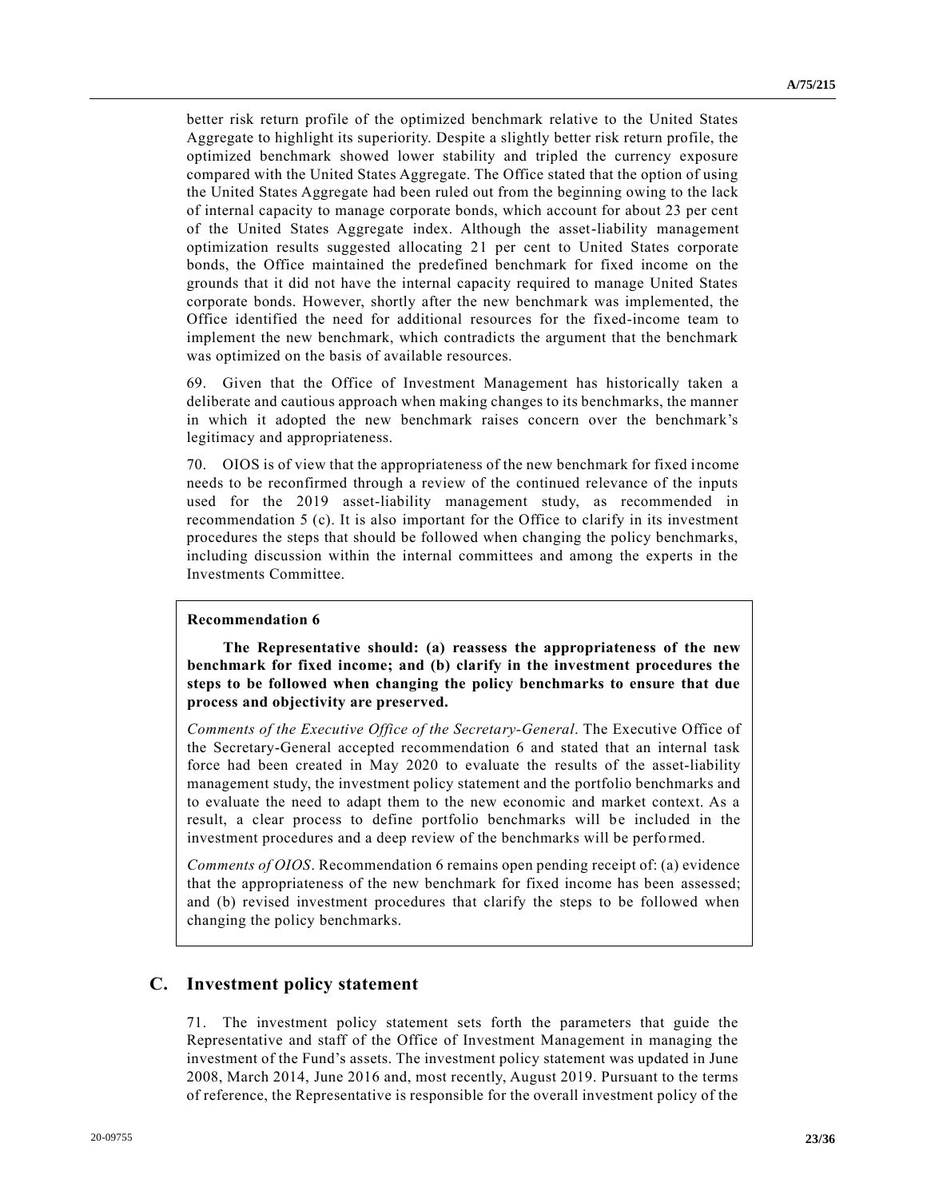better risk return profile of the optimized benchmark relative to the United States Aggregate to highlight its superiority. Despite a slightly better risk return profile, the optimized benchmark showed lower stability and tripled the currency exposure compared with the United States Aggregate. The Office stated that the option of using the United States Aggregate had been ruled out from the beginning owing to the lack of internal capacity to manage corporate bonds, which account for about 23 per cent of the United States Aggregate index. Although the asset-liability management optimization results suggested allocating 21 per cent to United States corporate bonds, the Office maintained the predefined benchmark for fixed income on the grounds that it did not have the internal capacity required to manage United States corporate bonds. However, shortly after the new benchmark was implemented, the Office identified the need for additional resources for the fixed-income team to implement the new benchmark, which contradicts the argument that the benchmark was optimized on the basis of available resources.

69. Given that the Office of Investment Management has historically taken a deliberate and cautious approach when making changes to its benchmarks, the manner in which it adopted the new benchmark raises concern over the benchmark's legitimacy and appropriateness.

70. OIOS is of view that the appropriateness of the new benchmark for fixed income needs to be reconfirmed through a review of the continued relevance of the inputs used for the 2019 asset-liability management study, as recommended in recommendation 5 (c). It is also important for the Office to clarify in its investment procedures the steps that should be followed when changing the policy benchmarks, including discussion within the internal committees and among the experts in the Investments Committee.

> **Recommendation 6**
>
> **The Representative should: (a) reassess the appropriateness of the new benchmark for fixed income; and (b) clarify in the investment procedures the steps to be followed when changing the policy benchmarks to ensure that due process and objectivity are preserved.**
>
> *Comments of the Executive Office of the Secretary-General*. The Executive Office of the Secretary-General accepted recommendation 6 and stated that an internal task force had been created in May 2020 to evaluate the results of the asset-liability management study, the investment policy statement and the portfolio benchmarks and to evaluate the need to adapt them to the new economic and market context. As a result, a clear process to define portfolio benchmarks will be included in the investment procedures and a deep review of the benchmarks will be performed.
>
> *Comments of OIOS*. Recommendation 6 remains open pending receipt of: (a) evidence that the appropriateness of the new benchmark for fixed income has been assessed; and (b) revised investment procedures that clarify the steps to be followed when changing the policy benchmarks.

## C. Investment policy statement

71. The investment policy statement sets forth the parameters that guide the Representative and staff of the Office of Investment Management in managing the investment of the Fund's assets. The investment policy statement was updated in June 2008, March 2014, June 2016 and, most recently, August 2019. Pursuant to the terms of reference, the Representative is responsible for the overall investment policy of the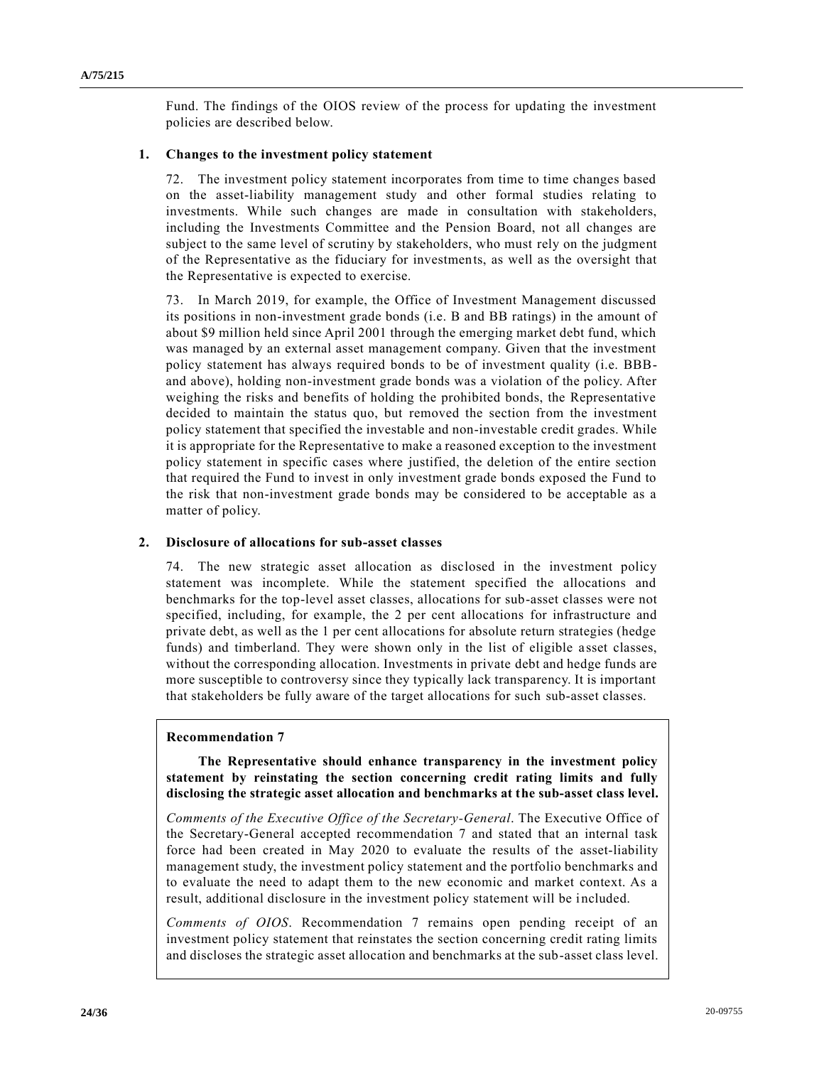Fund. The findings of the OIOS review of the process for updating the investment policies are described below.

### 1. Changes to the investment policy statement

72. The investment policy statement incorporates from time to time changes based on the asset-liability management study and other formal studies relating to investments. While such changes are made in consultation with stakeholders, including the Investments Committee and the Pension Board, not all changes are subject to the same level of scrutiny by stakeholders, who must rely on the judgment of the Representative as the fiduciary for investments, as well as the oversight that the Representative is expected to exercise.

73. In March 2019, for example, the Office of Investment Management discussed its positions in non-investment grade bonds (i.e. B and BB ratings) in the amount of about $9 million held since April 2001 through the emerging market debt fund, which was managed by an external asset management company. Given that the investment policy statement has always required bonds to be of investment quality (i.e. BBB- and above), holding non-investment grade bonds was a violation of the policy. After weighing the risks and benefits of holding the prohibited bonds, the Representative decided to maintain the status quo, but removed the section from the investment policy statement that specified the investable and non-investable credit grades. While it is appropriate for the Representative to make a reasoned exception to the investment policy statement in specific cases where justified, the deletion of the entire section that required the Fund to invest in only investment grade bonds exposed the Fund to the risk that non-investment grade bonds may be considered to be acceptable as a matter of policy.

### 2. Disclosure of allocations for sub-asset classes

74. The new strategic asset allocation as disclosed in the investment policy statement was incomplete. While the statement specified the allocations and benchmarks for the top-level asset classes, allocations for sub-asset classes were not specified, including, for example, the 2 per cent allocations for infrastructure and private debt, as well as the 1 per cent allocations for absolute return strategies (hedge funds) and timberland. They were shown only in the list of eligible asset classes, without the corresponding allocation. Investments in private debt and hedge funds are more susceptible to controversy since they typically lack transparency. It is important that stakeholders be fully aware of the target allocations for such sub-asset classes.

**Recommendation 7**

**The Representative should enhance transparency in the investment policy statement by reinstating the section concerning credit rating limits and fully disclosing the strategic asset allocation and benchmarks at the sub-asset class level.**

*Comments of the Executive Office of the Secretary-General*. The Executive Office of the Secretary-General accepted recommendation 7 and stated that an internal task force had been created in May 2020 to evaluate the results of the asset-liability management study, the investment policy statement and the portfolio benchmarks and to evaluate the need to adapt them to the new economic and market context. As a result, additional disclosure in the investment policy statement will be included.

*Comments of OIOS*. Recommendation 7 remains open pending receipt of an investment policy statement that reinstates the section concerning credit rating limits and discloses the strategic asset allocation and benchmarks at the sub-asset class level.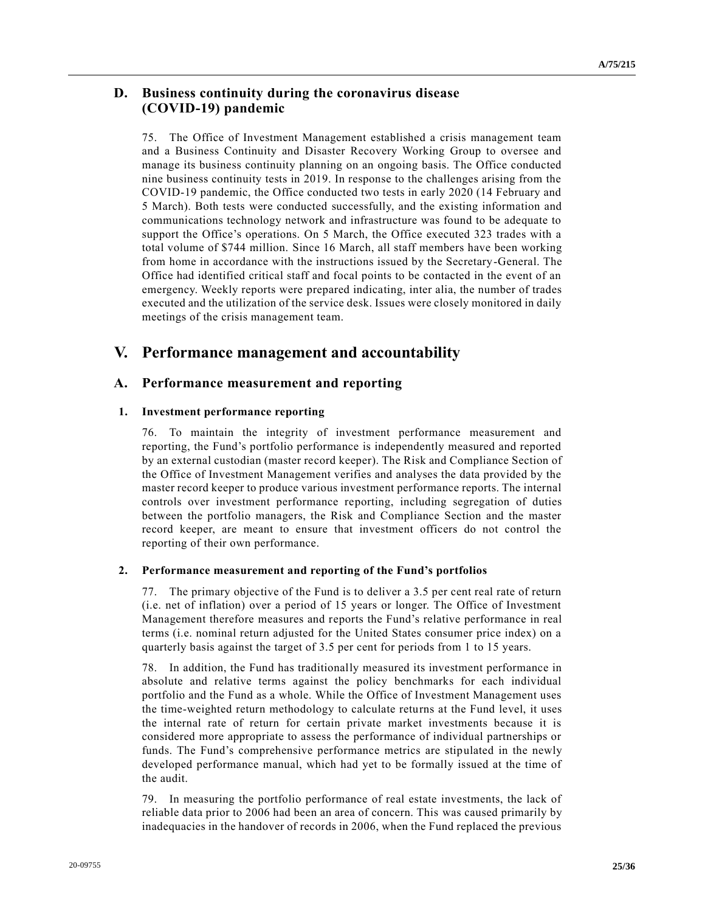## D. Business continuity during the coronavirus disease (COVID-19) pandemic

75. The Office of Investment Management established a crisis management team and a Business Continuity and Disaster Recovery Working Group to oversee and manage its business continuity planning on an ongoing basis. The Office conducted nine business continuity tests in 2019. In response to the challenges arising from the COVID-19 pandemic, the Office conducted two tests in early 2020 (14 February and 5 March). Both tests were conducted successfully, and the existing information and communications technology network and infrastructure was found to be adequate to support the Office's operations. On 5 March, the Office executed 323 trades with a total volume of $744 million. Since 16 March, all staff members have been working from home in accordance with the instructions issued by the Secretary-General. The Office had identified critical staff and focal points to be contacted in the event of an emergency. Weekly reports were prepared indicating, inter alia, the number of trades executed and the utilization of the service desk. Issues were closely monitored in daily meetings of the crisis management team.

# V. Performance management and accountability

## A. Performance measurement and reporting

### 1. Investment performance reporting

76. To maintain the integrity of investment performance measurement and reporting, the Fund's portfolio performance is independently measured and reported by an external custodian (master record keeper). The Risk and Compliance Section of the Office of Investment Management verifies and analyses the data provided by the master record keeper to produce various investment performance reports. The internal controls over investment performance reporting, including segregation of duties between the portfolio managers, the Risk and Compliance Section and the master record keeper, are meant to ensure that investment officers do not control the reporting of their own performance.

### 2. Performance measurement and reporting of the Fund's portfolios

77. The primary objective of the Fund is to deliver a 3.5 per cent real rate of return (i.e. net of inflation) over a period of 15 years or longer. The Office of Investment Management therefore measures and reports the Fund's relative performance in real terms (i.e. nominal return adjusted for the United States consumer price index) on a quarterly basis against the target of 3.5 per cent for periods from 1 to 15 years.

78. In addition, the Fund has traditionally measured its investment performance in absolute and relative terms against the policy benchmarks for each individual portfolio and the Fund as a whole. While the Office of Investment Management uses the time-weighted return methodology to calculate returns at the Fund level, it uses the internal rate of return for certain private market investments because it is considered more appropriate to assess the performance of individual partnerships or funds. The Fund's comprehensive performance metrics are stipulated in the newly developed performance manual, which had yet to be formally issued at the time of the audit.

79. In measuring the portfolio performance of real estate investments, the lack of reliable data prior to 2006 had been an area of concern. This was caused primarily by inadequacies in the handover of records in 2006, when the Fund replaced the previous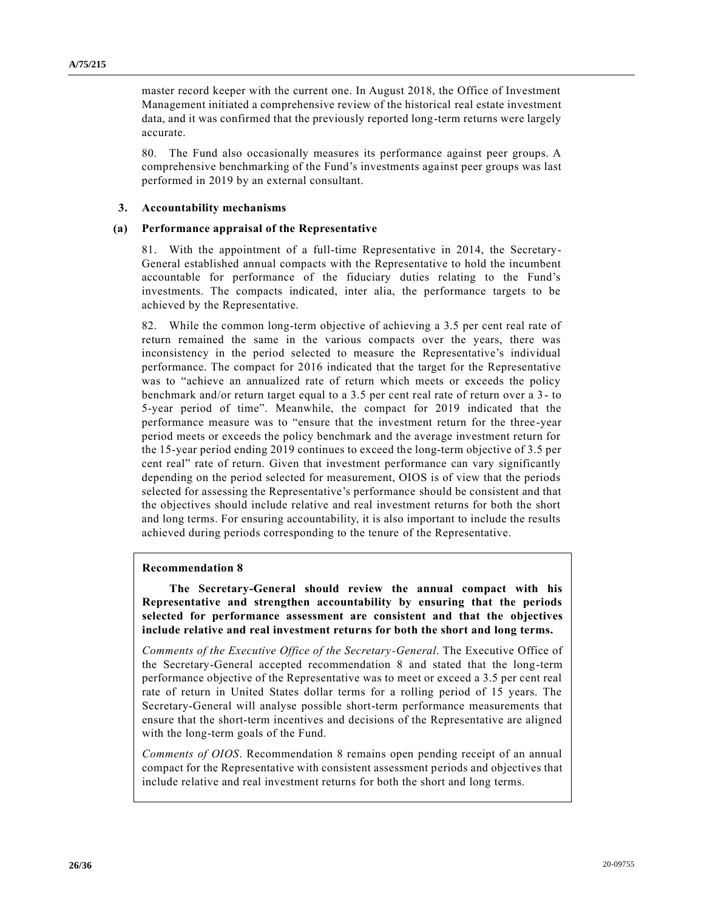master record keeper with the current one. In August 2018, the Office of Investment Management initiated a comprehensive review of the historical real estate investment data, and it was confirmed that the previously reported long-term returns were largely accurate.

80. The Fund also occasionally measures its performance against peer groups. A comprehensive benchmarking of the Fund's investments against peer groups was last performed in 2019 by an external consultant.

### 3. Accountability mechanisms

#### (a) Performance appraisal of the Representative

81. With the appointment of a full-time Representative in 2014, the Secretary-General established annual compacts with the Representative to hold the incumbent accountable for performance of the fiduciary duties relating to the Fund's investments. The compacts indicated, inter alia, the performance targets to be achieved by the Representative.

82. While the common long-term objective of achieving a 3.5 per cent real rate of return remained the same in the various compacts over the years, there was inconsistency in the period selected to measure the Representative's individual performance. The compact for 2016 indicated that the target for the Representative was to "achieve an annualized rate of return which meets or exceeds the policy benchmark and/or return target equal to a 3.5 per cent real rate of return over a 3- to 5-year period of time". Meanwhile, the compact for 2019 indicated that the performance measure was to "ensure that the investment return for the three-year period meets or exceeds the policy benchmark and the average investment return for the 15-year period ending 2019 continues to exceed the long-term objective of 3.5 per cent real" rate of return. Given that investment performance can vary significantly depending on the period selected for measurement, OIOS is of view that the periods selected for assessing the Representative's performance should be consistent and that the objectives should include relative and real investment returns for both the short and long terms. For ensuring accountability, it is also important to include the results achieved during periods corresponding to the tenure of the Representative.

**Recommendation 8**

**The Secretary-General should review the annual compact with his Representative and strengthen accountability by ensuring that the periods selected for performance assessment are consistent and that the objectives include relative and real investment returns for both the short and long terms.**

*Comments of the Executive Office of the Secretary-General*. The Executive Office of the Secretary-General accepted recommendation 8 and stated that the long-term performance objective of the Representative was to meet or exceed a 3.5 per cent real rate of return in United States dollar terms for a rolling period of 15 years. The Secretary-General will analyse possible short-term performance measurements that ensure that the short-term incentives and decisions of the Representative are aligned with the long-term goals of the Fund.

*Comments of OIOS*. Recommendation 8 remains open pending receipt of an annual compact for the Representative with consistent assessment periods and objectives that include relative and real investment returns for both the short and long terms.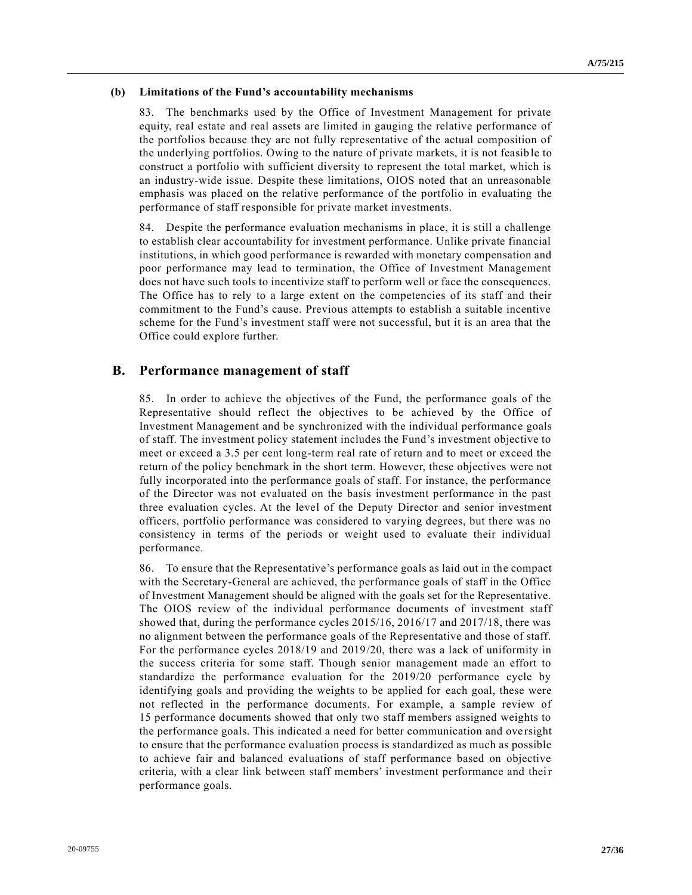### (b) Limitations of the Fund's accountability mechanisms

83. The benchmarks used by the Office of Investment Management for private equity, real estate and real assets are limited in gauging the relative performance of the portfolios because they are not fully representative of the actual composition of the underlying portfolios. Owing to the nature of private markets, it is not feasible to construct a portfolio with sufficient diversity to represent the total market, which is an industry-wide issue. Despite these limitations, OIOS noted that an unreasonable emphasis was placed on the relative performance of the portfolio in evaluating the performance of staff responsible for private market investments.

84. Despite the performance evaluation mechanisms in place, it is still a challenge to establish clear accountability for investment performance. Unlike private financial institutions, in which good performance is rewarded with monetary compensation and poor performance may lead to termination, the Office of Investment Management does not have such tools to incentivize staff to perform well or face the consequences. The Office has to rely to a large extent on the competencies of its staff and their commitment to the Fund's cause. Previous attempts to establish a suitable incentive scheme for the Fund's investment staff were not successful, but it is an area that the Office could explore further.

## B. Performance management of staff

85. In order to achieve the objectives of the Fund, the performance goals of the Representative should reflect the objectives to be achieved by the Office of Investment Management and be synchronized with the individual performance goals of staff. The investment policy statement includes the Fund's investment objective to meet or exceed a 3.5 per cent long-term real rate of return and to meet or exceed the return of the policy benchmark in the short term. However, these objectives were not fully incorporated into the performance goals of staff. For instance, the performance of the Director was not evaluated on the basis investment performance in the past three evaluation cycles. At the level of the Deputy Director and senior investment officers, portfolio performance was considered to varying degrees, but there was no consistency in terms of the periods or weight used to evaluate their individual performance.

86. To ensure that the Representative's performance goals as laid out in the compact with the Secretary-General are achieved, the performance goals of staff in the Office of Investment Management should be aligned with the goals set for the Representative. The OIOS review of the individual performance documents of investment staff showed that, during the performance cycles 2015/16, 2016/17 and 2017/18, there was no alignment between the performance goals of the Representative and those of staff. For the performance cycles 2018/19 and 2019/20, there was a lack of uniformity in the success criteria for some staff. Though senior management made an effort to standardize the performance evaluation for the 2019/20 performance cycle by identifying goals and providing the weights to be applied for each goal, these were not reflected in the performance documents. For example, a sample review of 15 performance documents showed that only two staff members assigned weights to the performance goals. This indicated a need for better communication and oversight to ensure that the performance evaluation process is standardized as much as possible to achieve fair and balanced evaluations of staff performance based on objective criteria, with a clear link between staff members' investment performance and their performance goals.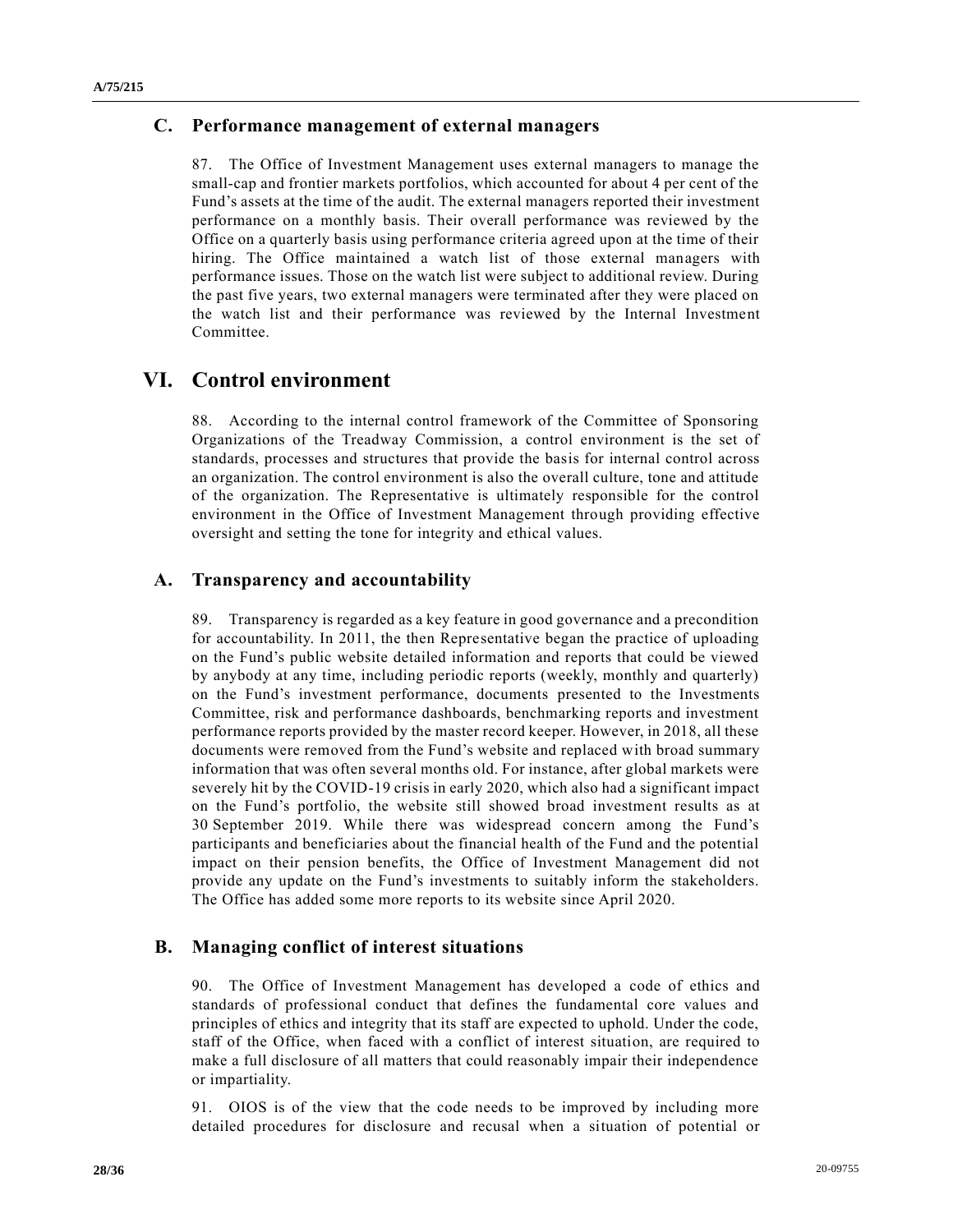## C. Performance management of external managers

87. The Office of Investment Management uses external managers to manage the small-cap and frontier markets portfolios, which accounted for about 4 per cent of the Fund's assets at the time of the audit. The external managers reported their investment performance on a monthly basis. Their overall performance was reviewed by the Office on a quarterly basis using performance criteria agreed upon at the time of their hiring. The Office maintained a watch list of those external managers with performance issues. Those on the watch list were subject to additional review. During the past five years, two external managers were terminated after they were placed on the watch list and their performance was reviewed by the Internal Investment Committee.

# VI. Control environment

88. According to the internal control framework of the Committee of Sponsoring Organizations of the Treadway Commission, a control environment is the set of standards, processes and structures that provide the basis for internal control across an organization. The control environment is also the overall culture, tone and attitude of the organization. The Representative is ultimately responsible for the control environment in the Office of Investment Management through providing effective oversight and setting the tone for integrity and ethical values.

## A. Transparency and accountability

89. Transparency is regarded as a key feature in good governance and a precondition for accountability. In 2011, the then Representative began the practice of uploading on the Fund's public website detailed information and reports that could be viewed by anybody at any time, including periodic reports (weekly, monthly and quarterly) on the Fund's investment performance, documents presented to the Investments Committee, risk and performance dashboards, benchmarking reports and investment performance reports provided by the master record keeper. However, in 2018, all these documents were removed from the Fund's website and replaced with broad summary information that was often several months old. For instance, after global markets were severely hit by the COVID-19 crisis in early 2020, which also had a significant impact on the Fund's portfolio, the website still showed broad investment results as at 30 September 2019. While there was widespread concern among the Fund's participants and beneficiaries about the financial health of the Fund and the potential impact on their pension benefits, the Office of Investment Management did not provide any update on the Fund's investments to suitably inform the stakeholders. The Office has added some more reports to its website since April 2020.

## B. Managing conflict of interest situations

90. The Office of Investment Management has developed a code of ethics and standards of professional conduct that defines the fundamental core values and principles of ethics and integrity that its staff are expected to uphold. Under the code, staff of the Office, when faced with a conflict of interest situation, are required to make a full disclosure of all matters that could reasonably impair their independence or impartiality.

91. OIOS is of the view that the code needs to be improved by including more detailed procedures for disclosure and recusal when a situation of potential or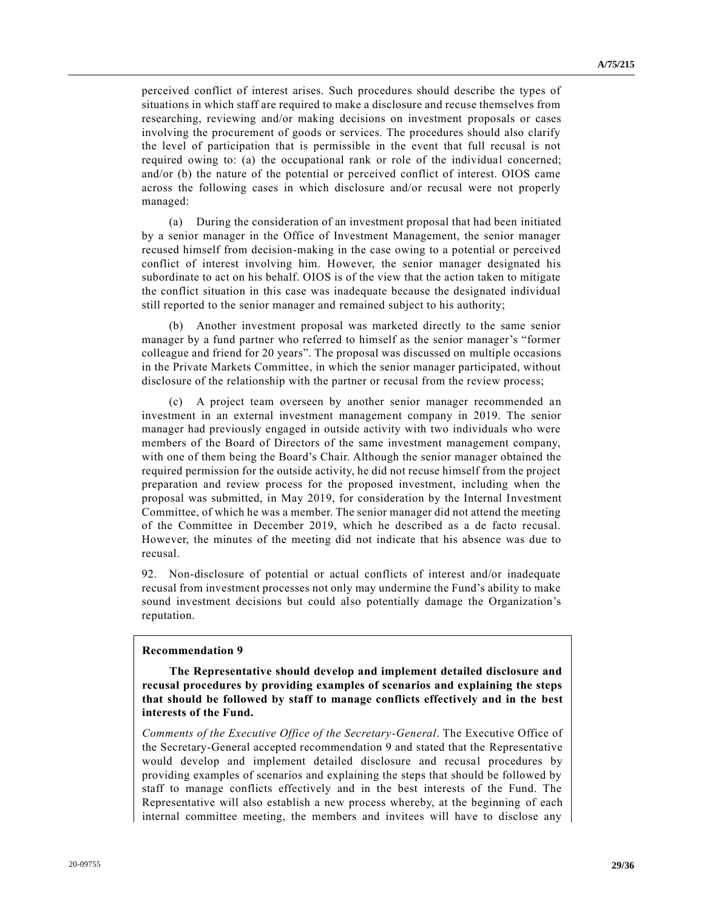perceived conflict of interest arises. Such procedures should describe the types of situations in which staff are required to make a disclosure and recuse themselves from researching, reviewing and/or making decisions on investment proposals or cases involving the procurement of goods or services. The procedures should also clarify the level of participation that is permissible in the event that full recusal is not required owing to: (a) the occupational rank or role of the individual concerned; and/or (b) the nature of the potential or perceived conflict of interest. OIOS came across the following cases in which disclosure and/or recusal were not properly managed:

(a) During the consideration of an investment proposal that had been initiated by a senior manager in the Office of Investment Management, the senior manager recused himself from decision-making in the case owing to a potential or perceived conflict of interest involving him. However, the senior manager designated his subordinate to act on his behalf. OIOS is of the view that the action taken to mitigate the conflict situation in this case was inadequate because the designated individual still reported to the senior manager and remained subject to his authority;

(b) Another investment proposal was marketed directly to the same senior manager by a fund partner who referred to himself as the senior manager's "former colleague and friend for 20 years". The proposal was discussed on multiple occasions in the Private Markets Committee, in which the senior manager participated, without disclosure of the relationship with the partner or recusal from the review process;

(c) A project team overseen by another senior manager recommended an investment in an external investment management company in 2019. The senior manager had previously engaged in outside activity with two individuals who were members of the Board of Directors of the same investment management company, with one of them being the Board's Chair. Although the senior manager obtained the required permission for the outside activity, he did not recuse himself from the project preparation and review process for the proposed investment, including when the proposal was submitted, in May 2019, for consideration by the Internal Investment Committee, of which he was a member. The senior manager did not attend the meeting of the Committee in December 2019, which he described as a de facto recusal. However, the minutes of the meeting did not indicate that his absence was due to recusal.

92. Non-disclosure of potential or actual conflicts of interest and/or inadequate recusal from investment processes not only may undermine the Fund's ability to make sound investment decisions but could also potentially damage the Organization's reputation.

**Recommendation 9**

**The Representative should develop and implement detailed disclosure and recusal procedures by providing examples of scenarios and explaining the steps that should be followed by staff to manage conflicts effectively and in the best interests of the Fund.**

*Comments of the Executive Office of the Secretary-General*. The Executive Office of the Secretary-General accepted recommendation 9 and stated that the Representative would develop and implement detailed disclosure and recusal procedures by providing examples of scenarios and explaining the steps that should be followed by staff to manage conflicts effectively and in the best interests of the Fund. The Representative will also establish a new process whereby, at the beginning of each internal committee meeting, the members and invitees will have to disclose any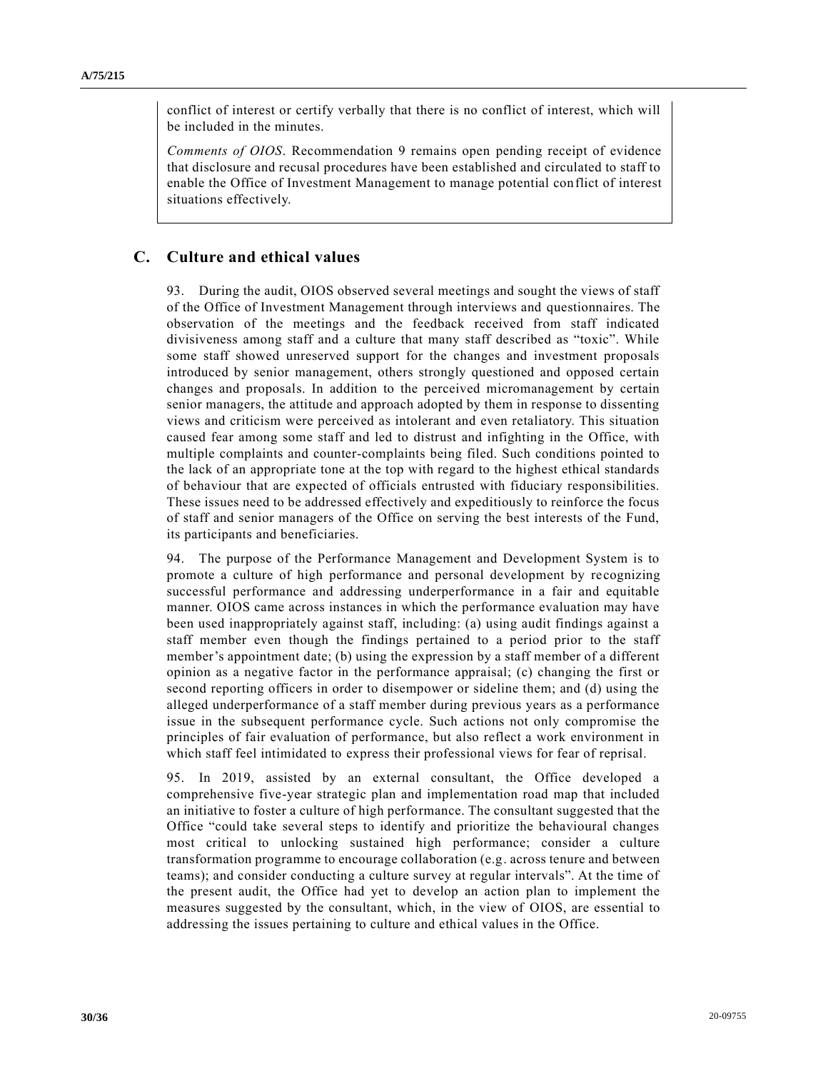conflict of interest or certify verbally that there is no conflict of interest, which will be included in the minutes.

*Comments of OIOS*. Recommendation 9 remains open pending receipt of evidence that disclosure and recusal procedures have been established and circulated to staff to enable the Office of Investment Management to manage potential conflict of interest situations effectively.

## C. Culture and ethical values

93. During the audit, OIOS observed several meetings and sought the views of staff of the Office of Investment Management through interviews and questionnaires. The observation of the meetings and the feedback received from staff indicated divisiveness among staff and a culture that many staff described as "toxic". While some staff showed unreserved support for the changes and investment proposals introduced by senior management, others strongly questioned and opposed certain changes and proposals. In addition to the perceived micromanagement by certain senior managers, the attitude and approach adopted by them in response to dissenting views and criticism were perceived as intolerant and even retaliatory. This situation caused fear among some staff and led to distrust and infighting in the Office, with multiple complaints and counter-complaints being filed. Such conditions pointed to the lack of an appropriate tone at the top with regard to the highest ethical standards of behaviour that are expected of officials entrusted with fiduciary responsibilities. These issues need to be addressed effectively and expeditiously to reinforce the focus of staff and senior managers of the Office on serving the best interests of the Fund, its participants and beneficiaries.

94. The purpose of the Performance Management and Development System is to promote a culture of high performance and personal development by recognizing successful performance and addressing underperformance in a fair and equitable manner. OIOS came across instances in which the performance evaluation may have been used inappropriately against staff, including: (a) using audit findings against a staff member even though the findings pertained to a period prior to the staff member's appointment date; (b) using the expression by a staff member of a different opinion as a negative factor in the performance appraisal; (c) changing the first or second reporting officers in order to disempower or sideline them; and (d) using the alleged underperformance of a staff member during previous years as a performance issue in the subsequent performance cycle. Such actions not only compromise the principles of fair evaluation of performance, but also reflect a work environment in which staff feel intimidated to express their professional views for fear of reprisal.

95. In 2019, assisted by an external consultant, the Office developed a comprehensive five-year strategic plan and implementation road map that included an initiative to foster a culture of high performance. The consultant suggested that the Office "could take several steps to identify and prioritize the behavioural changes most critical to unlocking sustained high performance; consider a culture transformation programme to encourage collaboration (e.g. across tenure and between teams); and consider conducting a culture survey at regular intervals". At the time of the present audit, the Office had yet to develop an action plan to implement the measures suggested by the consultant, which, in the view of OIOS, are essential to addressing the issues pertaining to culture and ethical values in the Office.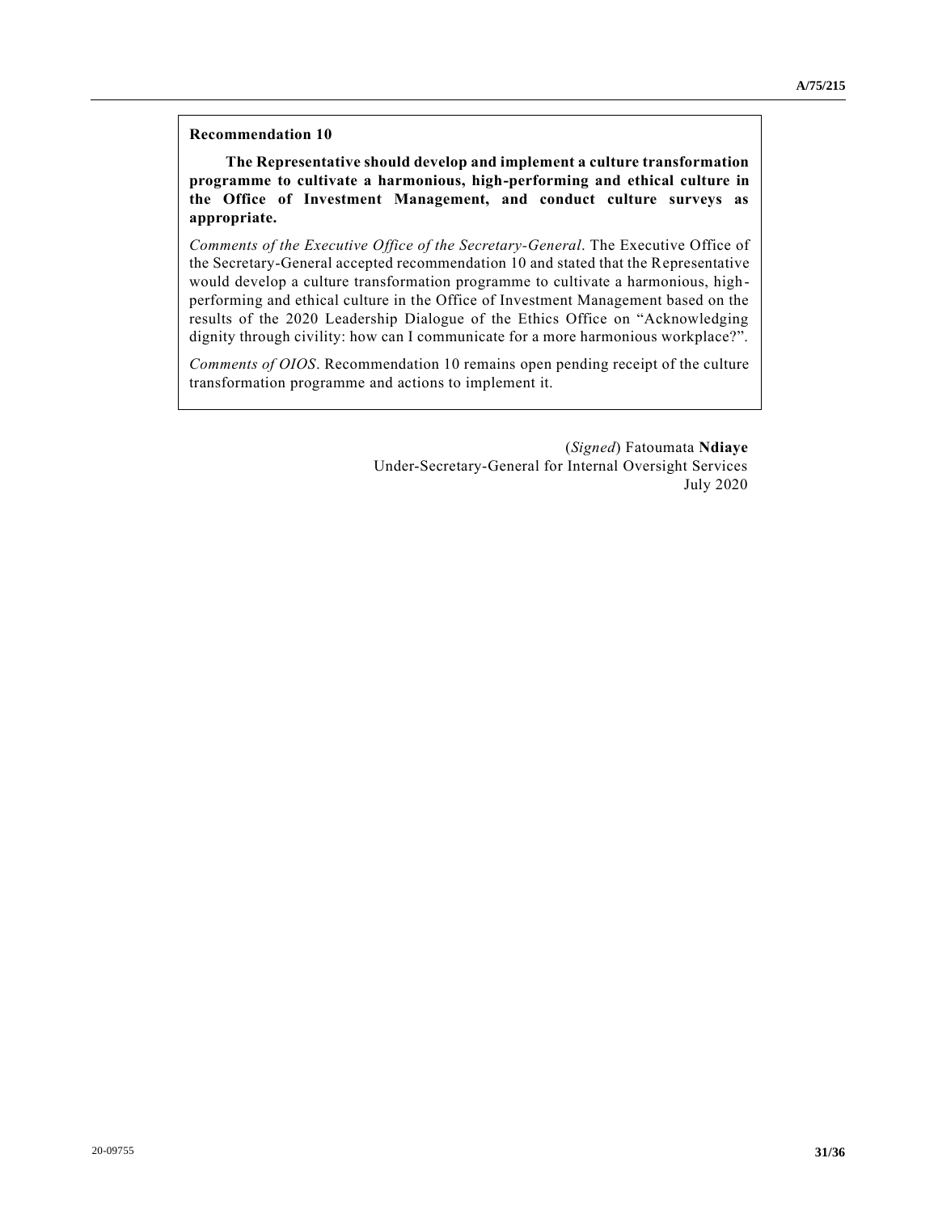**Recommendation 10**

**The Representative should develop and implement a culture transformation programme to cultivate a harmonious, high-performing and ethical culture in the Office of Investment Management, and conduct culture surveys as appropriate.**

*Comments of the Executive Office of the Secretary-General*. The Executive Office of the Secretary-General accepted recommendation 10 and stated that the Representative would develop a culture transformation programme to cultivate a harmonious, high-performing and ethical culture in the Office of Investment Management based on the results of the 2020 Leadership Dialogue of the Ethics Office on "Acknowledging dignity through civility: how can I communicate for a more harmonious workplace?".

*Comments of OIOS*. Recommendation 10 remains open pending receipt of the culture transformation programme and actions to implement it.

(*Signed*) Fatoumata **Ndiaye**
Under-Secretary-General for Internal Oversight Services
July 2020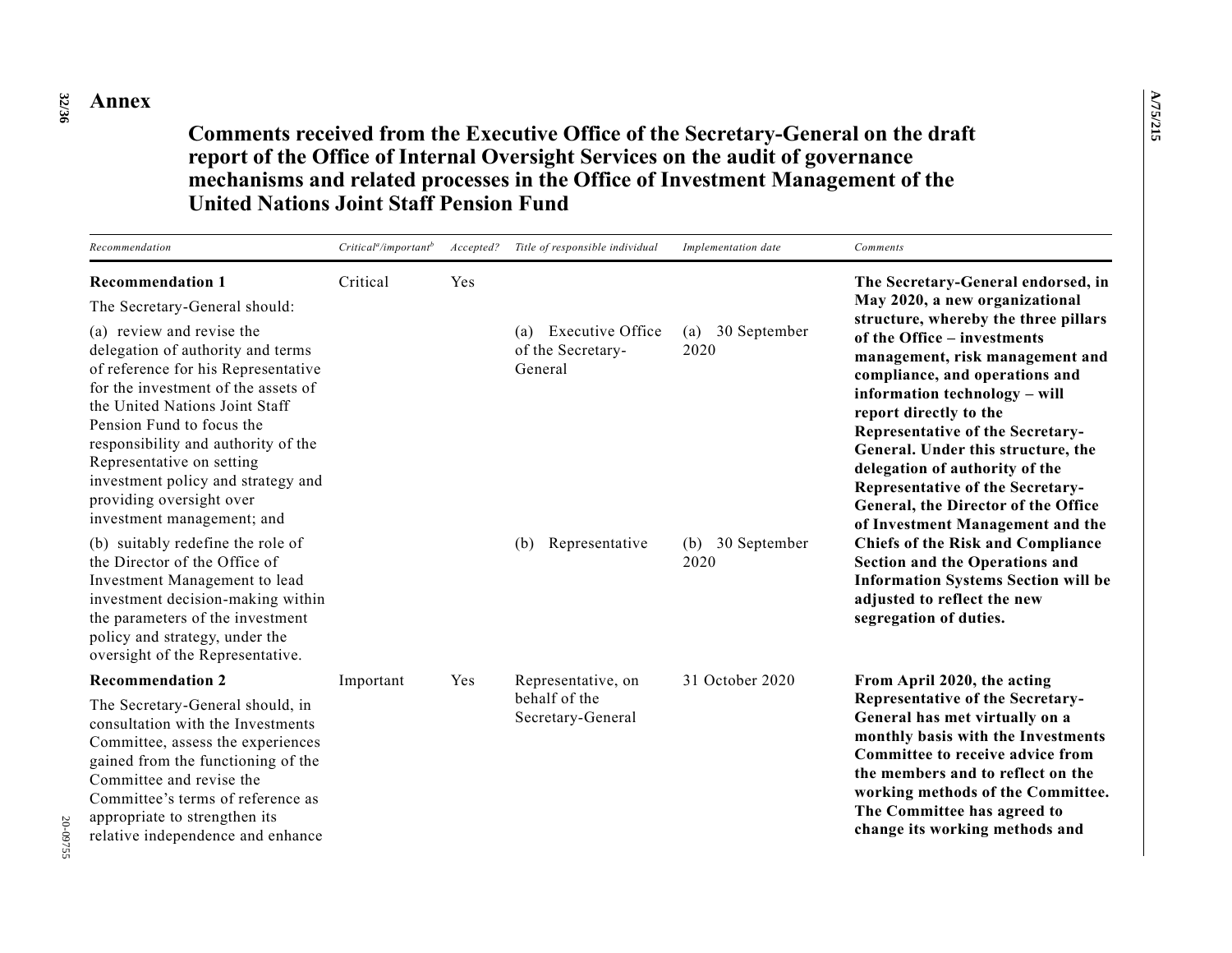# Annex

## Comments received from the Executive Office of the Secretary-General on the draft report of the Office of Internal Oversight Services on the audit of governance mechanisms and related processes in the Office of Investment Management of the United Nations Joint Staff Pension Fund

| *Recommendation* | *Critical[a]/important[b]* | *Accepted?* | *Title of responsible individual* | *Implementation date* | *Comments* |
|---|---|---|---|---|---|
| **Recommendation 1**<br>The Secretary-General should:<br>(a) review and revise the delegation of authority and terms of reference for his Representative for the investment of the assets of the United Nations Joint Staff Pension Fund to focus the responsibility and authority of the Representative on setting investment policy and strategy and providing oversight over investment management; and<br>(b) suitably redefine the role of the Director of the Office of Investment Management to lead investment decision-making within the parameters of the investment policy and strategy, under the oversight of the Representative. | Critical | Yes | (a) Executive Office of the Secretary-General<br>(b) Representative | (a) 30 September 2020<br>(b) 30 September 2020 | **The Secretary-General endorsed, in May 2020, a new organizational structure, whereby the three pillars of the Office – investments management, risk management and compliance, and operations and information technology – will report directly to the Representative of the Secretary-General. Under this structure, the delegation of authority of the Representative of the Secretary-General, the Director of the Office of Investment Management and the Chiefs of the Risk and Compliance Section and the Operations and Information Systems Section will be adjusted to reflect the new segregation of duties.** |
| **Recommendation 2**<br>The Secretary-General should, in consultation with the Investments Committee, assess the experiences gained from the functioning of the Committee and revise the Committee's terms of reference as appropriate to strengthen its relative independence and enhance | Important | Yes | Representative, on behalf of the Secretary-General | 31 October 2020 | **From April 2020, the acting Representative of the Secretary-General has met virtually on a monthly basis with the Investments Committee to receive advice from the members and to reflect on the working methods of the Committee. The Committee has agreed to change its working methods and** |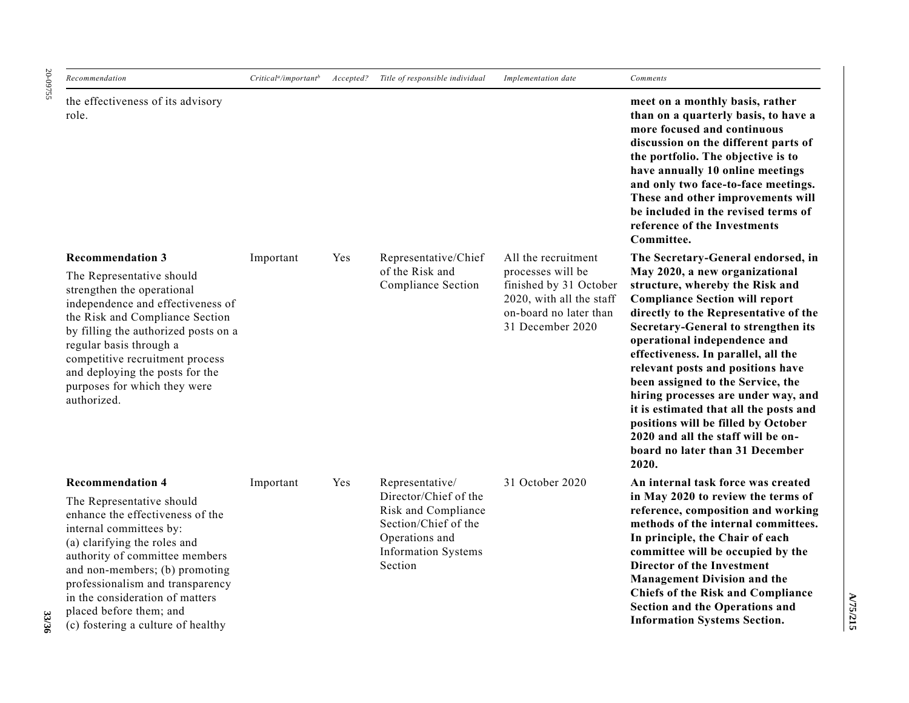| Recommendation | Critical[a]/important[b] | Accepted? | Title of responsible individual | Implementation date | Comments |
|---|---|---|---|---|---|
| the effectiveness of its advisory role. | | | | | **meet on a monthly basis, rather than on a quarterly basis, to have a more focused and continuous discussion on the different parts of the portfolio. The objective is to have annually 10 online meetings and only two face-to-face meetings. These and other improvements will be included in the revised terms of reference of the Investments Committee.** |
| **Recommendation 3**<br>The Representative should strengthen the operational independence and effectiveness of the Risk and Compliance Section by filling the authorized posts on a regular basis through a competitive recruitment process and deploying the posts for the purposes for which they were authorized. | Important | Yes | Representative/Chief of the Risk and Compliance Section | All the recruitment processes will be finished by 31 October 2020, with all the staff on-board no later than 31 December 2020 | **The Secretary-General endorsed, in May 2020, a new organizational structure, whereby the Risk and Compliance Section will report directly to the Representative of the Secretary-General to strengthen its operational independence and effectiveness. In parallel, all the relevant posts and positions have been assigned to the Service, the hiring processes are under way, and it is estimated that all the posts and positions will be filled by October 2020 and all the staff will be on-board no later than 31 December 2020.** |
| **Recommendation 4**<br>The Representative should enhance the effectiveness of the internal committees by: (a) clarifying the roles and authority of committee members and non-members; (b) promoting professionalism and transparency in the consideration of matters placed before them; and (c) fostering a culture of healthy | Important | Yes | Representative/ Director/Chief of the Risk and Compliance Section/Chief of the Operations and Information Systems Section | 31 October 2020 | **An internal task force was created in May 2020 to review the terms of reference, composition and working methods of the internal committees. In principle, the Chair of each committee will be occupied by the Director of the Investment Management Division and the Chiefs of the Risk and Compliance Section and the Operations and Information Systems Section.** |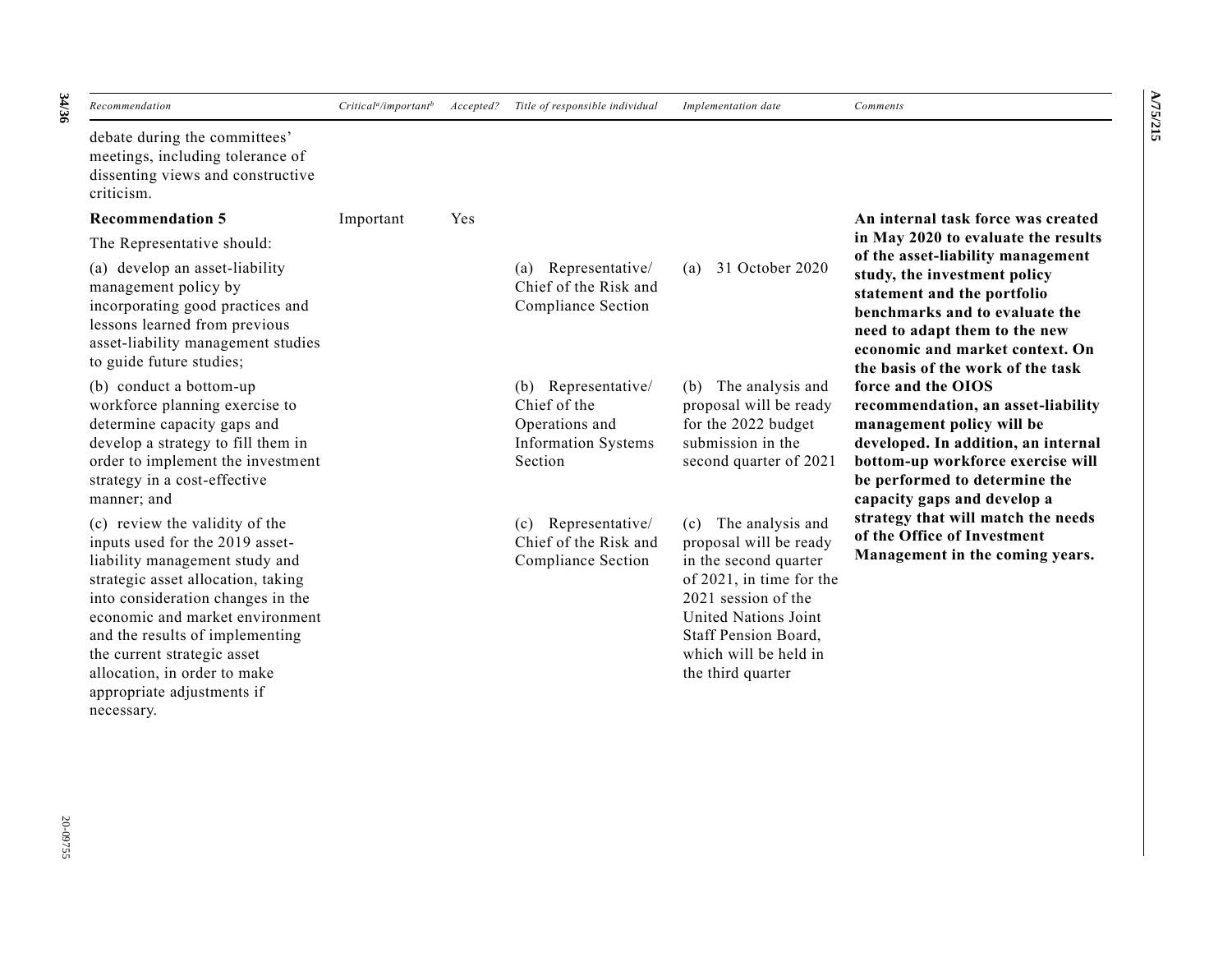| Recommendation | Critical[a]/important[b] | Accepted? | Title of responsible individual | Implementation date | Comments |
|---|---|---|---|---|---|
| debate during the committees' meetings, including tolerance of dissenting views and constructive criticism. | | | | | |
| **Recommendation 5**<br>The Representative should: | Important | Yes | | | **An internal task force was created in May 2020 to evaluate the results of the asset-liability management study, the investment policy statement and the portfolio benchmarks and to evaluate the need to adapt them to the new economic and market context. On the basis of the work of the task force and the OIOS recommendation, an asset-liability management policy will be developed. In addition, an internal bottom-up workforce exercise will be performed to determine the capacity gaps and develop a strategy that will match the needs of the Office of Investment Management in the coming years.** |
| (a) develop an asset-liability management policy by incorporating good practices and lessons learned from previous asset-liability management studies to guide future studies; | | | (a) Representative/ Chief of the Risk and Compliance Section | (a) 31 October 2020 | |
| (b) conduct a bottom-up workforce planning exercise to determine capacity gaps and develop a strategy to fill them in order to implement the investment strategy in a cost-effective manner; and | | | (b) Representative/ Chief of the Operations and Information Systems Section | (b) The analysis and proposal will be ready for the 2022 budget submission in the second quarter of 2021 | |
| (c) review the validity of the inputs used for the 2019 asset-liability management study and strategic asset allocation, taking into consideration changes in the economic and market environment and the results of implementing the current strategic asset allocation, in order to make appropriate adjustments if necessary. | | | (c) Representative/ Chief of the Risk and Compliance Section | (c) The analysis and proposal will be ready in the second quarter of 2021, in time for the 2021 session of the United Nations Joint Staff Pension Board, which will be held in the third quarter | |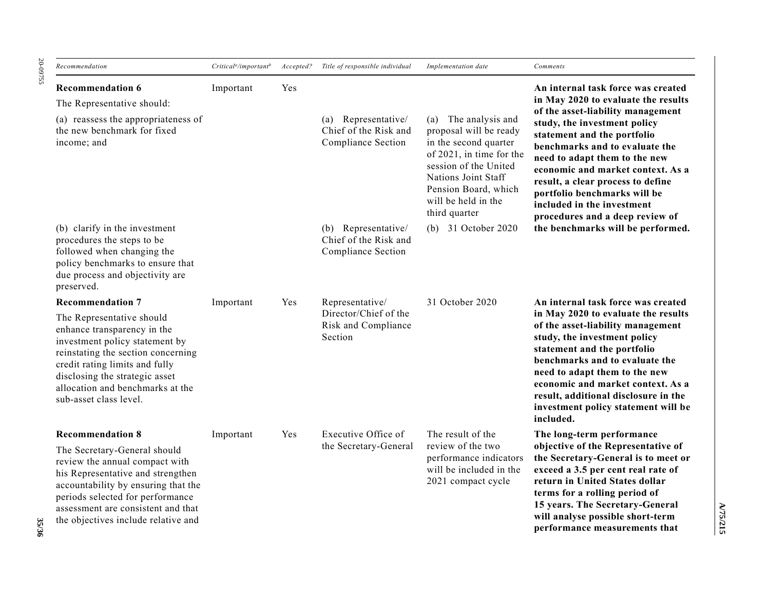| Recommendation | Critical[a]/important[b] | Accepted? | Title of responsible individual | Implementation date | Comments |
|---|---|---|---|---|---|
| **Recommendation 6**<br>The Representative should:<br>(a) reassess the appropriateness of the new benchmark for fixed income; and | Important | Yes | (a) Representative/ Chief of the Risk and Compliance Section | (a) The analysis and proposal will be ready in the second quarter of 2021, in time for the session of the United Nations Joint Staff Pension Board, which will be held in the third quarter | **An internal task force was created in May 2020 to evaluate the results of the asset-liability management study, the investment policy statement and the portfolio benchmarks and to evaluate the need to adapt them to the new economic and market context. As a result, a clear process to define portfolio benchmarks will be included in the investment procedures and a deep review of the benchmarks will be performed.** |
| (b) clarify in the investment procedures the steps to be followed when changing the policy benchmarks to ensure that due process and objectivity are preserved. | | | (b) Representative/ Chief of the Risk and Compliance Section | (b) 31 October 2020 | |
| **Recommendation 7**<br>The Representative should enhance transparency in the investment policy statement by reinstating the section concerning credit rating limits and fully disclosing the strategic asset allocation and benchmarks at the sub-asset class level. | Important | Yes | Representative/ Director/Chief of the Risk and Compliance Section | 31 October 2020 | **An internal task force was created in May 2020 to evaluate the results of the asset-liability management study, the investment policy statement and the portfolio benchmarks and to evaluate the need to adapt them to the new economic and market context. As a result, additional disclosure in the investment policy statement will be included.** |
| **Recommendation 8**<br>The Secretary-General should review the annual compact with his Representative and strengthen accountability by ensuring that the periods selected for performance assessment are consistent and that the objectives include relative and | Important | Yes | Executive Office of the Secretary-General | The result of the review of the two performance indicators will be included in the 2021 compact cycle | **The long-term performance objective of the Representative of the Secretary-General is to meet or exceed a 3.5 per cent real rate of return in United States dollar terms for a rolling period of 15 years. The Secretary-General will analyse possible short-term performance measurements that** |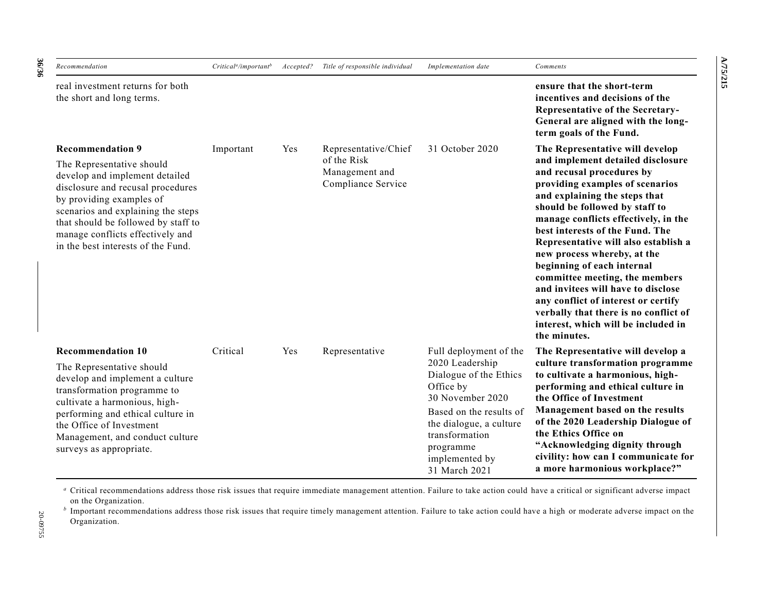| Recommendation | Critical[a]/important[b] | Accepted? | Title of responsible individual | Implementation date | Comments |
| --- | --- | --- | --- | --- | --- |
| real investment returns for both the short and long terms. | | | | | **ensure that the short-term incentives and decisions of the Representative of the Secretary-General are aligned with the long-term goals of the Fund.** |
| **Recommendation 9**<br>The Representative should develop and implement detailed disclosure and recusal procedures by providing examples of scenarios and explaining the steps that should be followed by staff to manage conflicts effectively and in the best interests of the Fund. | Important | Yes | Representative/Chief of the Risk Management and Compliance Service | 31 October 2020 | **The Representative will develop and implement detailed disclosure and recusal procedures by providing examples of scenarios and explaining the steps that should be followed by staff to manage conflicts effectively, in the best interests of the Fund. The Representative will also establish a new process whereby, at the beginning of each internal committee meeting, the members and invitees will have to disclose any conflict of interest or certify verbally that there is no conflict of interest, which will be included in the minutes.** |
| **Recommendation 10**<br>The Representative should develop and implement a culture transformation programme to cultivate a harmonious, high-performing and ethical culture in the Office of Investment Management, and conduct culture surveys as appropriate. | Critical | Yes | Representative | Full deployment of the 2020 Leadership Dialogue of the Ethics Office by 30 November 2020<br>Based on the results of the dialogue, a culture transformation programme implemented by 31 March 2021 | **The Representative will develop a culture transformation programme to cultivate a harmonious, high-performing and ethical culture in the Office of Investment Management based on the results of the 2020 Leadership Dialogue of the Ethics Office on "Acknowledging dignity through civility: how can I communicate for a more harmonious workplace?"** |

[a] Critical recommendations address those risk issues that require immediate management attention. Failure to take action could have a critical or significant adverse impact on the Organization.

[b] Important recommendations address those risk issues that require timely management attention. Failure to take action could have a high or moderate adverse impact on the Organization.